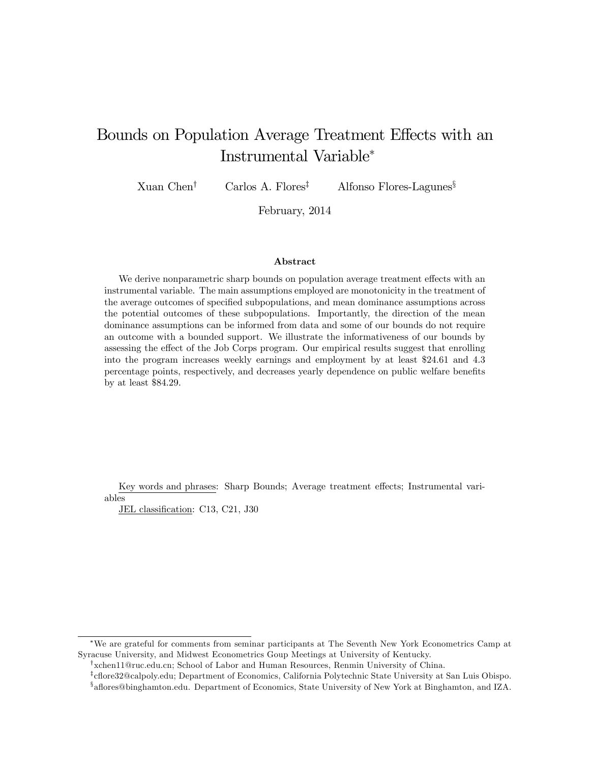# Bounds on Population Average Treatment Effects with an Instrumental Variable*

Xuan Chen[†] Carlos A. Flores[‡] Alfonso Flores-Lagunes[§]

February, 2014

## Abstract

We derive nonparametric sharp bounds on population average treatment effects with an instrumental variable. The main assumptions employed are monotonicity in the treatment of the average outcomes of specified subpopulations, and mean dominance assumptions across the potential outcomes of these subpopulations. Importantly, the direction of the mean dominance assumptions can be informed from data and some of our bounds do not require an outcome with a bounded support. We illustrate the informativeness of our bounds by assessing the effect of the Job Corps program. Our empirical results suggest that enrolling into the program increases weekly earnings and employment by at least \$24.61 and 4.3 percentage points, respectively, and decreases yearly dependence on public welfare benefits by at least \$84.29.

Key words and phrases: Sharp Bounds; Average treatment effects; Instrumental variables

JEL classification: C13, C21, J30

---

*We are grateful for comments from seminar participants at The Seventh New York Econometrics Camp at Syracuse University, and Midwest Econometrics Goup Meetings at University of Kentucky.

[†]xchen11@ruc.edu.cn; School of Labor and Human Resources, Renmin University of China.

[‡]cflore32@calpoly.edu; Department of Economics, California Polytechnic State University at San Luis Obispo.

[§]aflores@binghamton.edu. Department of Economics, State University of New York at Binghamton, and IZA.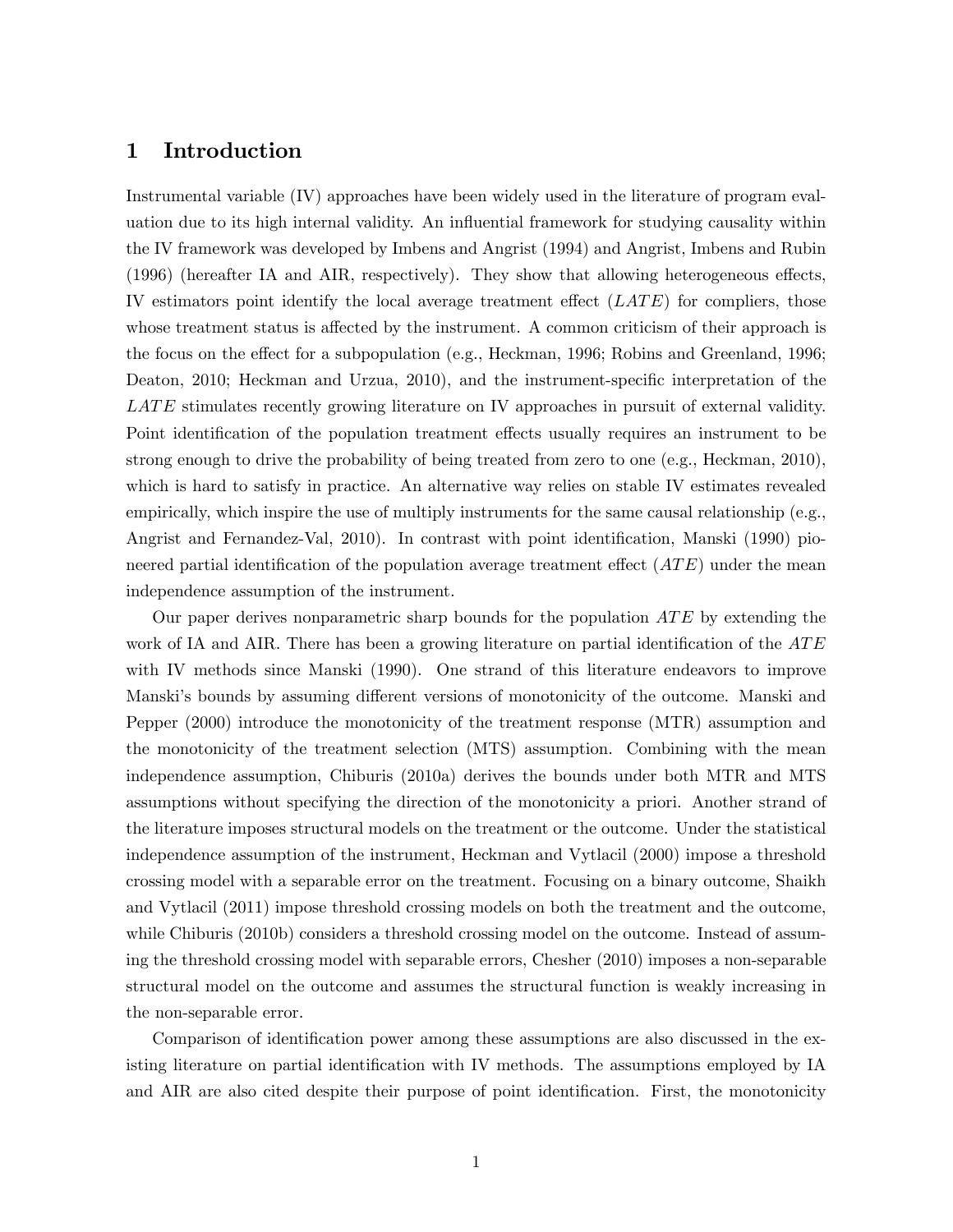# 1 Introduction

Instrumental variable (IV) approaches have been widely used in the literature of program evaluation due to its high internal validity. An influential framework for studying causality within the IV framework was developed by Imbens and Angrist (1994) and Angrist, Imbens and Rubin (1996) (hereafter IA and AIR, respectively). They show that allowing heterogeneous effects, IV estimators point identify the local average treatment effect ($LATE$) for compliers, those whose treatment status is affected by the instrument. A common criticism of their approach is the focus on the effect for a subpopulation (e.g., Heckman, 1996; Robins and Greenland, 1996; Deaton, 2010; Heckman and Urzua, 2010), and the instrument-specific interpretation of the $LATE$ stimulates recently growing literature on IV approaches in pursuit of external validity. Point identification of the population treatment effects usually requires an instrument to be strong enough to drive the probability of being treated from zero to one (e.g., Heckman, 2010), which is hard to satisfy in practice. An alternative way relies on stable IV estimates revealed empirically, which inspire the use of multiply instruments for the same causal relationship (e.g., Angrist and Fernandez-Val, 2010). In contrast with point identification, Manski (1990) pioneered partial identification of the population average treatment effect ($ATE$) under the mean independence assumption of the instrument.

Our paper derives nonparametric sharp bounds for the population $ATE$ by extending the work of IA and AIR. There has been a growing literature on partial identification of the $ATE$ with IV methods since Manski (1990). One strand of this literature endeavors to improve Manski's bounds by assuming different versions of monotonicity of the outcome. Manski and Pepper (2000) introduce the monotonicity of the treatment response (MTR) assumption and the monotonicity of the treatment selection (MTS) assumption. Combining with the mean independence assumption, Chiburis (2010a) derives the bounds under both MTR and MTS assumptions without specifying the direction of the monotonicity a priori. Another strand of the literature imposes structural models on the treatment or the outcome. Under the statistical independence assumption of the instrument, Heckman and Vytlacil (2000) impose a threshold crossing model with a separable error on the treatment. Focusing on a binary outcome, Shaikh and Vytlacil (2011) impose threshold crossing models on both the treatment and the outcome, while Chiburis (2010b) considers a threshold crossing model on the outcome. Instead of assuming the threshold crossing model with separable errors, Chesher (2010) imposes a non-separable structural model on the outcome and assumes the structural function is weakly increasing in the non-separable error.

Comparison of identification power among these assumptions are also discussed in the existing literature on partial identification with IV methods. The assumptions employed by IA and AIR are also cited despite their purpose of point identification. First, the monotonicity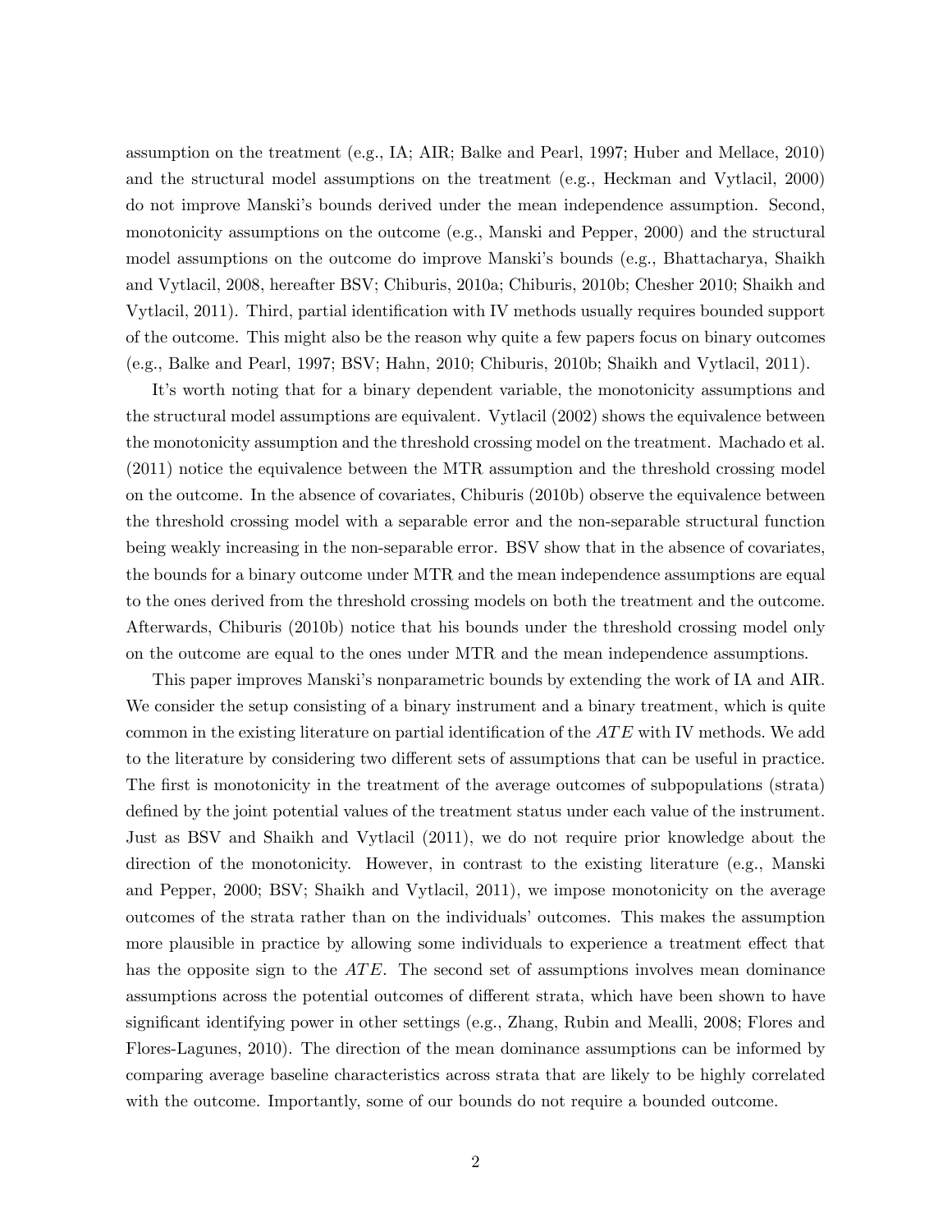assumption on the treatment (e.g., IA; AIR; Balke and Pearl, 1997; Huber and Mellace, 2010) and the structural model assumptions on the treatment (e.g., Heckman and Vytlacil, 2000) do not improve Manski's bounds derived under the mean independence assumption. Second, monotonicity assumptions on the outcome (e.g., Manski and Pepper, 2000) and the structural model assumptions on the outcome do improve Manski's bounds (e.g., Bhattacharya, Shaikh and Vytlacil, 2008, hereafter BSV; Chiburis, 2010a; Chiburis, 2010b; Chesher 2010; Shaikh and Vytlacil, 2011). Third, partial identification with IV methods usually requires bounded support of the outcome. This might also be the reason why quite a few papers focus on binary outcomes (e.g., Balke and Pearl, 1997; BSV; Hahn, 2010; Chiburis, 2010b; Shaikh and Vytlacil, 2011).

It's worth noting that for a binary dependent variable, the monotonicity assumptions and the structural model assumptions are equivalent. Vytlacil (2002) shows the equivalence between the monotonicity assumption and the threshold crossing model on the treatment. Machado et al. (2011) notice the equivalence between the MTR assumption and the threshold crossing model on the outcome. In the absence of covariates, Chiburis (2010b) observe the equivalence between the threshold crossing model with a separable error and the non-separable structural function being weakly increasing in the non-separable error. BSV show that in the absence of covariates, the bounds for a binary outcome under MTR and the mean independence assumptions are equal to the ones derived from the threshold crossing models on both the treatment and the outcome. Afterwards, Chiburis (2010b) notice that his bounds under the threshold crossing model only on the outcome are equal to the ones under MTR and the mean independence assumptions.

This paper improves Manski's nonparametric bounds by extending the work of IA and AIR. We consider the setup consisting of a binary instrument and a binary treatment, which is quite common in the existing literature on partial identification of the $ATE$ with IV methods. We add to the literature by considering two different sets of assumptions that can be useful in practice. The first is monotonicity in the treatment of the average outcomes of subpopulations (strata) defined by the joint potential values of the treatment status under each value of the instrument. Just as BSV and Shaikh and Vytlacil (2011), we do not require prior knowledge about the direction of the monotonicity. However, in contrast to the existing literature (e.g., Manski and Pepper, 2000; BSV; Shaikh and Vytlacil, 2011), we impose monotonicity on the average outcomes of the strata rather than on the individuals' outcomes. This makes the assumption more plausible in practice by allowing some individuals to experience a treatment effect that has the opposite sign to the $ATE$. The second set of assumptions involves mean dominance assumptions across the potential outcomes of different strata, which have been shown to have significant identifying power in other settings (e.g., Zhang, Rubin and Mealli, 2008; Flores and Flores-Lagunes, 2010). The direction of the mean dominance assumptions can be informed by comparing average baseline characteristics across strata that are likely to be highly correlated with the outcome. Importantly, some of our bounds do not require a bounded outcome.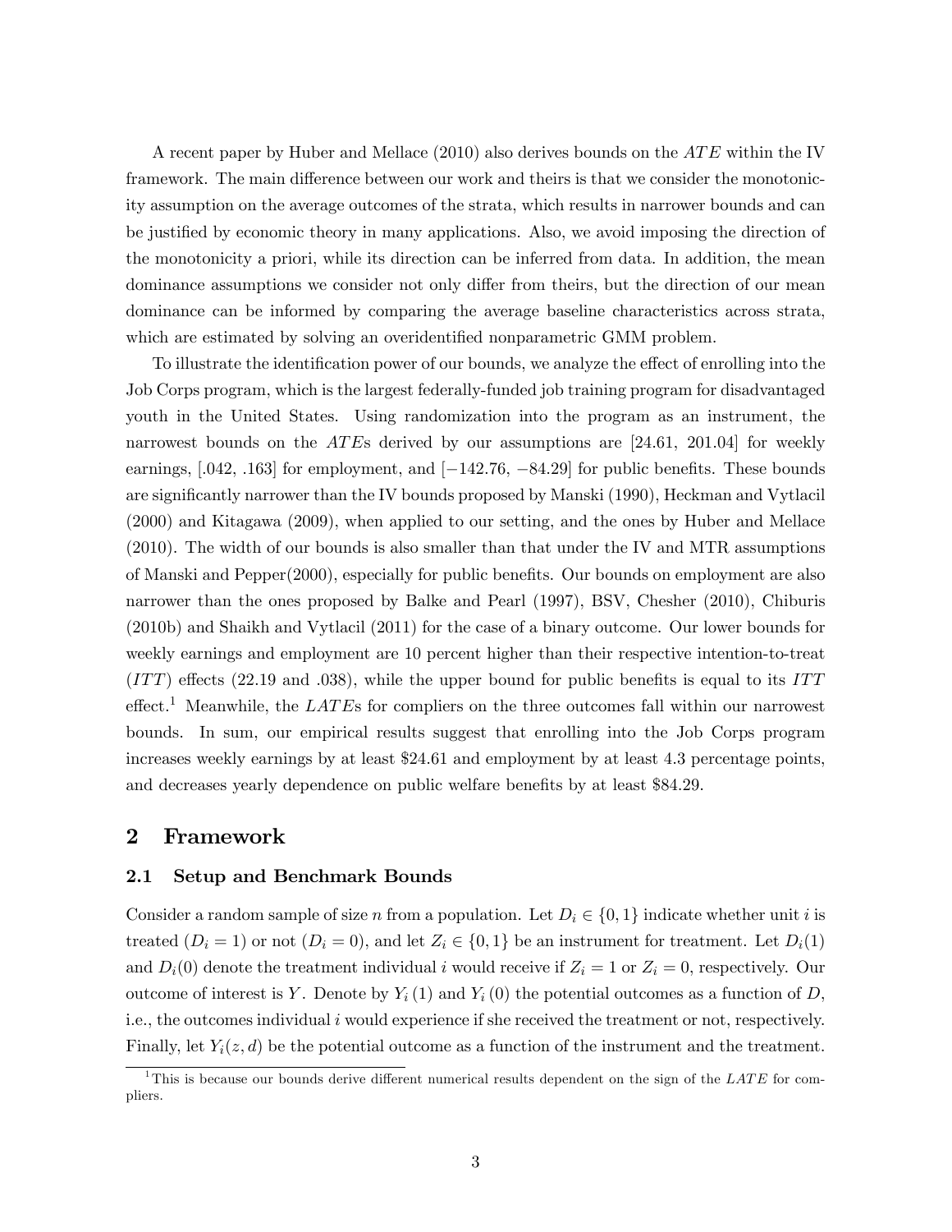A recent paper by Huber and Mellace (2010) also derives bounds on the $ATE$ within the IV framework. The main difference between our work and theirs is that we consider the monotonicity assumption on the average outcomes of the strata, which results in narrower bounds and can be justified by economic theory in many applications. Also, we avoid imposing the direction of the monotonicity a priori, while its direction can be inferred from data. In addition, the mean dominance assumptions we consider not only differ from theirs, but the direction of our mean dominance can be informed by comparing the average baseline characteristics across strata, which are estimated by solving an overidentified nonparametric GMM problem.

To illustrate the identification power of our bounds, we analyze the effect of enrolling into the Job Corps program, which is the largest federally-funded job training program for disadvantaged youth in the United States. Using randomization into the program as an instrument, the narrowest bounds on the $ATE$s derived by our assumptions are [24.61, 201.04] for weekly earnings, [.042, .163] for employment, and $[-142.76, -84.29]$ for public benefits. These bounds are significantly narrower than the IV bounds proposed by Manski (1990), Heckman and Vytlacil (2000) and Kitagawa (2009), when applied to our setting, and the ones by Huber and Mellace (2010). The width of our bounds is also smaller than that under the IV and MTR assumptions of Manski and Pepper(2000), especially for public benefits. Our bounds on employment are also narrower than the ones proposed by Balke and Pearl (1997), BSV, Chesher (2010), Chiburis (2010b) and Shaikh and Vytlacil (2011) for the case of a binary outcome. Our lower bounds for weekly earnings and employment are 10 percent higher than their respective intention-to-treat ($ITT$) effects (22.19 and .038), while the upper bound for public benefits is equal to its $ITT$ effect.[1] Meanwhile, the $LATE$s for compliers on the three outcomes fall within our narrowest bounds. In sum, our empirical results suggest that enrolling into the Job Corps program increases weekly earnings by at least \$24.61 and employment by at least 4.3 percentage points, and decreases yearly dependence on public welfare benefits by at least \$84.29.

## 2 Framework

### 2.1 Setup and Benchmark Bounds

Consider a random sample of size $n$ from a population. Let $D_i \in \{0, 1\}$ indicate whether unit $i$ is treated ($D_i = 1$) or not ($D_i = 0$), and let $Z_i \in \{0, 1\}$ be an instrument for treatment. Let $D_i(1)$ and $D_i(0)$ denote the treatment individual $i$ would receive if $Z_i = 1$ or $Z_i = 0$, respectively. Our outcome of interest is $Y$. Denote by $Y_i(1)$ and $Y_i(0)$ the potential outcomes as a function of $D$, i.e., the outcomes individual $i$ would experience if she received the treatment or not, respectively. Finally, let $Y_i(z, d)$ be the potential outcome as a function of the instrument and the treatment.

[1] This is because our bounds derive different numerical results dependent on the sign of the $LATE$ for compliers.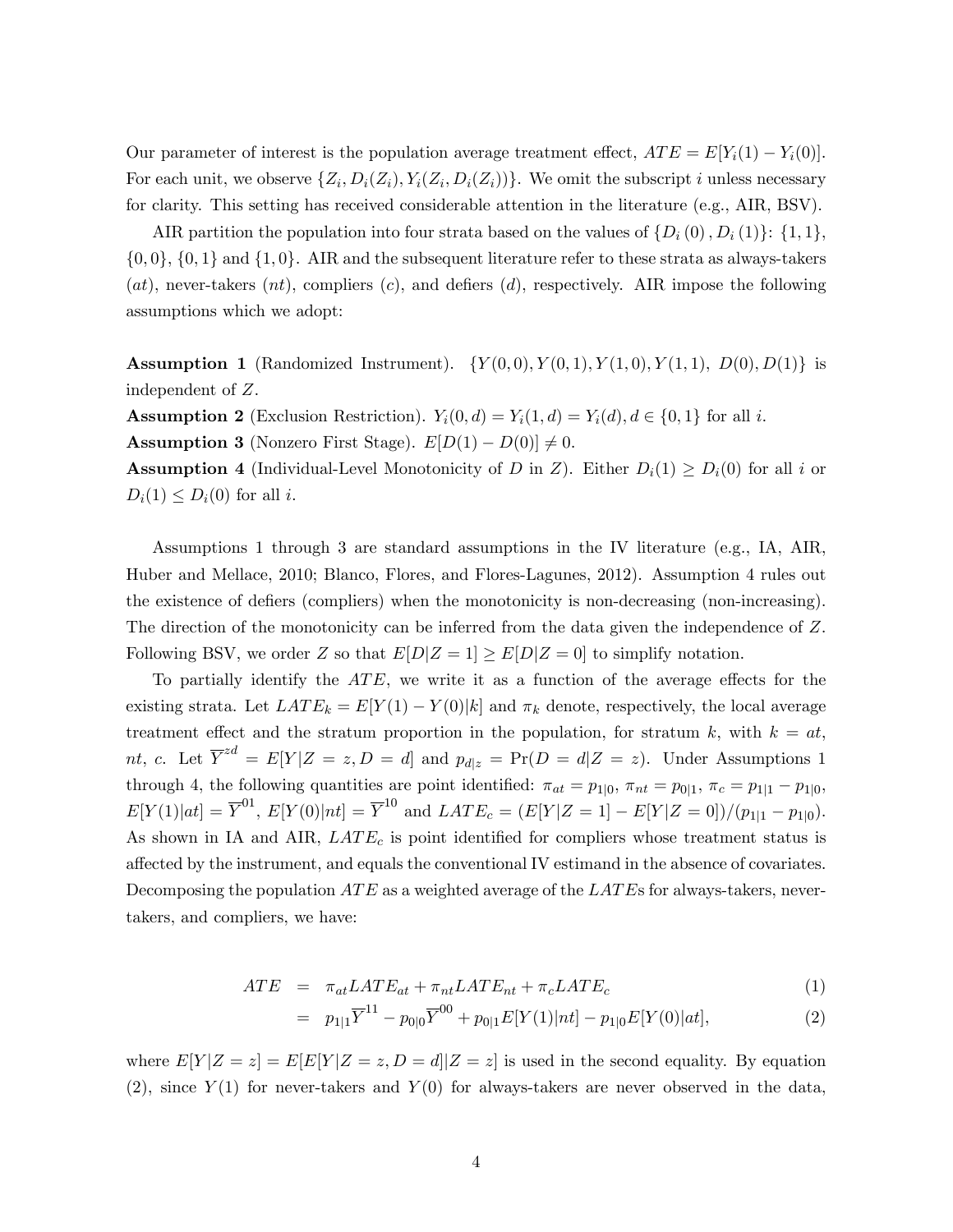Our parameter of interest is the population average treatment effect, $ATE = E[Y_i(1) - Y_i(0)]$. For each unit, we observe $\{Z_i, D_i(Z_i), Y_i(Z_i, D_i(Z_i))\}$. We omit the subscript $i$ unless necessary for clarity. This setting has received considerable attention in the literature (e.g., AIR, BSV).

AIR partition the population into four strata based on the values of $\{D_i(0), D_i(1)\}$: $\{1, 1\}$, $\{0, 0\}$, $\{0, 1\}$ and $\{1, 0\}$. AIR and the subsequent literature refer to these strata as always-takers ($at$), never-takers ($nt$), compliers ($c$), and defiers ($d$), respectively. AIR impose the following assumptions which we adopt:

**Assumption 1** (Randomized Instrument). $\{Y(0,0), Y(0,1), Y(1,0), Y(1,1),\ D(0), D(1)\}$ is independent of $Z$.

**Assumption 2** (Exclusion Restriction). $Y_i(0, d) = Y_i(1, d) = Y_i(d), d \in \{0, 1\}$ for all $i$.

**Assumption 3** (Nonzero First Stage). $E[D(1) - D(0)] \neq 0$.

**Assumption 4** (Individual-Level Monotonicity of $D$ in $Z$). Either $D_i(1) \geq D_i(0)$ for all $i$ or $D_i(1) \leq D_i(0)$ for all $i$.

Assumptions 1 through 3 are standard assumptions in the IV literature (e.g., IA, AIR, Huber and Mellace, 2010; Blanco, Flores, and Flores-Lagunes, 2012). Assumption 4 rules out the existence of defiers (compliers) when the monotonicity is non-decreasing (non-increasing). The direction of the monotonicity can be inferred from the data given the independence of $Z$. Following BSV, we order $Z$ so that $E[D|Z = 1] \geq E[D|Z = 0]$ to simplify notation.

To partially identify the $ATE$, we write it as a function of the average effects for the existing strata. Let $LATE_k = E[Y(1) - Y(0)|k]$ and $\pi_k$ denote, respectively, the local average treatment effect and the stratum proportion in the population, for stratum $k$, with $k = at$, $nt$, $c$. Let $\overline{Y}^{zd} = E[Y|Z = z, D = d]$ and $p_{d|z} = \Pr(D = d|Z = z)$. Under Assumptions 1 through 4, the following quantities are point identified: $\pi_{at} = p_{1|0}$, $\pi_{nt} = p_{0|1}$, $\pi_c = p_{1|1} - p_{1|0}$, $E[Y(1)|at] = \overline{Y}^{01}$, $E[Y(0)|nt] = \overline{Y}^{10}$ and $LATE_c = (E[Y|Z = 1] - E[Y|Z = 0])/(p_{1|1} - p_{1|0})$. As shown in IA and AIR, $LATE_c$ is point identified for compliers whose treatment status is affected by the instrument, and equals the conventional IV estimand in the absence of covariates. Decomposing the population $ATE$ as a weighted average of the $LATE$s for always-takers, never-takers, and compliers, we have:

$$
\begin{aligned}
ATE &= \pi_{at} LATE_{at} + \pi_{nt} LATE_{nt} + \pi_c LATE_c && (1) \\
&= p_{1|1}\overline{Y}^{11} - p_{0|0}\overline{Y}^{00} + p_{0|1}E[Y(1)|nt] - p_{1|0}E[Y(0)|at], && (2)
\end{aligned}
$$

where $E[Y|Z = z] = E[E[Y|Z = z, D = d]|Z = z]$ is used in the second equality. By equation (2), since $Y(1)$ for never-takers and $Y(0)$ for always-takers are never observed in the data,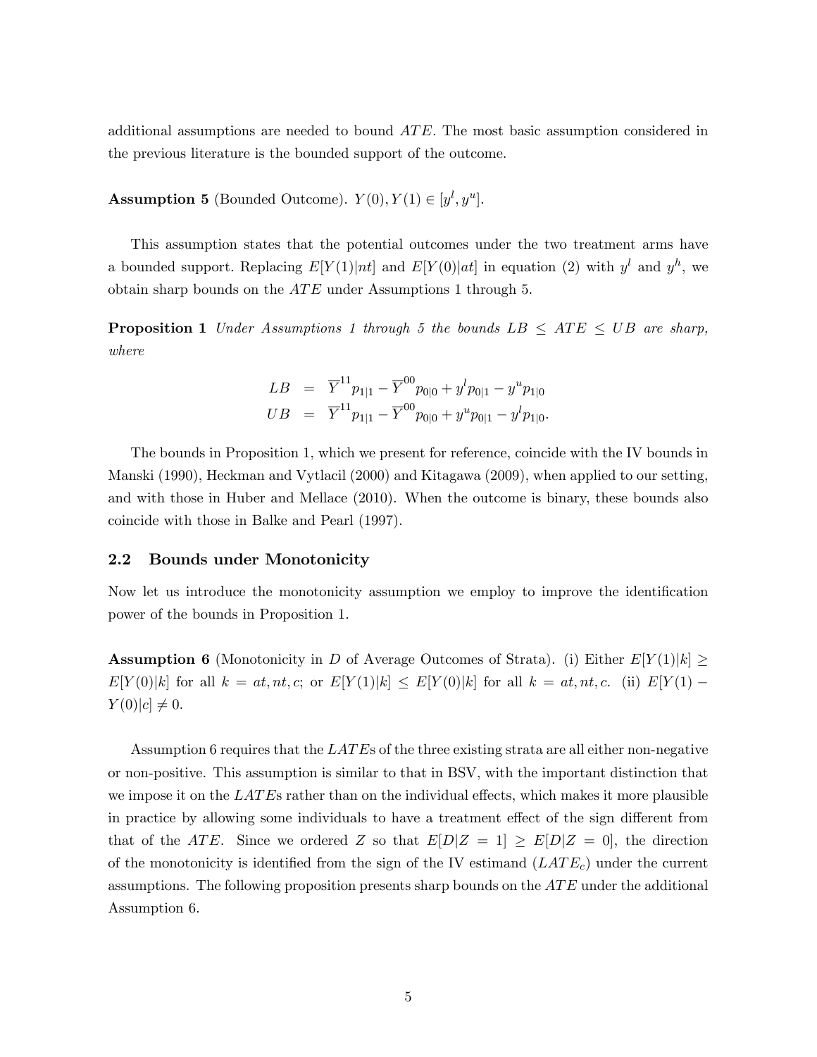additional assumptions are needed to bound $ATE$. The most basic assumption considered in the previous literature is the bounded support of the outcome.

**Assumption 5** (Bounded Outcome). $Y(0), Y(1) \in [y^l, y^u]$.

This assumption states that the potential outcomes under the two treatment arms have a bounded support. Replacing $E[Y(1)|nt]$ and $E[Y(0)|at]$ in equation (2) with $y^l$ and $y^h$, we obtain sharp bounds on the $ATE$ under Assumptions 1 through 5.

**Proposition 1** *Under Assumptions 1 through 5 the bounds $LB \leq ATE \leq UB$ are sharp, where*

$$
\begin{aligned}
LB &= \overline{Y}^{11} p_{1|1} - \overline{Y}^{00} p_{0|0} + y^l p_{0|1} - y^u p_{1|0} \\
UB &= \overline{Y}^{11} p_{1|1} - \overline{Y}^{00} p_{0|0} + y^u p_{0|1} - y^l p_{1|0}.
\end{aligned}
$$

The bounds in Proposition 1, which we present for reference, coincide with the IV bounds in Manski (1990), Heckman and Vytlacil (2000) and Kitagawa (2009), when applied to our setting, and with those in Huber and Mellace (2010). When the outcome is binary, these bounds also coincide with those in Balke and Pearl (1997).

### 2.2 Bounds under Monotonicity

Now let us introduce the monotonicity assumption we employ to improve the identification power of the bounds in Proposition 1.

**Assumption 6** (Monotonicity in $D$ of Average Outcomes of Strata). (i) Either $E[Y(1)|k] \geq E[Y(0)|k]$ for all $k = at, nt, c$; or $E[Y(1)|k] \leq E[Y(0)|k]$ for all $k = at, nt, c$. (ii) $E[Y(1) - Y(0)|c] \neq 0$.

Assumption 6 requires that the $LATE$s of the three existing strata are all either non-negative or non-positive. This assumption is similar to that in BSV, with the important distinction that we impose it on the $LATE$s rather than on the individual effects, which makes it more plausible in practice by allowing some individuals to have a treatment effect of the sign different from that of the $ATE$. Since we ordered $Z$ so that $E[D|Z = 1] \geq E[D|Z = 0]$, the direction of the monotonicity is identified from the sign of the IV estimand ($LATE_c$) under the current assumptions. The following proposition presents sharp bounds on the $ATE$ under the additional Assumption 6.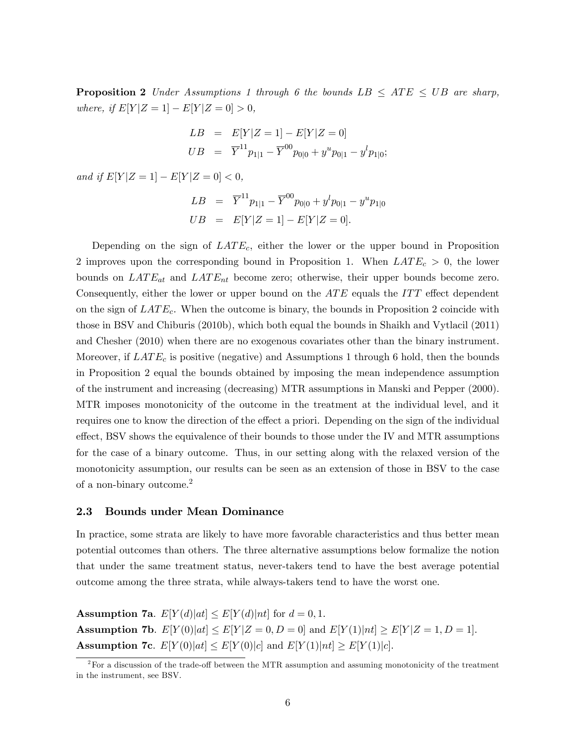**Proposition 2** *Under Assumptions 1 through 6 the bounds $LB \leq ATE \leq UB$ are sharp, where, if $E[Y|Z=1] - E[Y|Z=0] > 0$,*

$$
\begin{aligned}
LB &= E[Y|Z=1] - E[Y|Z=0] \\
UB &= \overline{Y}^{11} p_{1|1} - \overline{Y}^{00} p_{0|0} + y^u p_{0|1} - y^l p_{1|0};
\end{aligned}
$$

*and if $E[Y|Z=1] - E[Y|Z=0] < 0$,*

$$
\begin{aligned}
LB &= \overline{Y}^{11} p_{1|1} - \overline{Y}^{00} p_{0|0} + y^l p_{0|1} - y^u p_{1|0} \\
UB &= E[Y|Z=1] - E[Y|Z=0].
\end{aligned}
$$

Depending on the sign of $LATE_c$, either the lower or the upper bound in Proposition 2 improves upon the corresponding bound in Proposition 1. When $LATE_c > 0$, the lower bounds on $LATE_{at}$ and $LATE_{nt}$ become zero; otherwise, their upper bounds become zero. Consequently, either the lower or upper bound on the $ATE$ equals the $ITT$ effect dependent on the sign of $LATE_c$. When the outcome is binary, the bounds in Proposition 2 coincide with those in BSV and Chiburis (2010b), which both equal the bounds in Shaikh and Vytlacil (2011) and Chesher (2010) when there are no exogenous covariates other than the binary instrument. Moreover, if $LATE_c$ is positive (negative) and Assumptions 1 through 6 hold, then the bounds in Proposition 2 equal the bounds obtained by imposing the mean independence assumption of the instrument and increasing (decreasing) MTR assumptions in Manski and Pepper (2000). MTR imposes monotonicity of the outcome in the treatment at the individual level, and it requires one to know the direction of the effect a priori. Depending on the sign of the individual effect, BSV shows the equivalence of their bounds to those under the IV and MTR assumptions for the case of a binary outcome. Thus, in our setting along with the relaxed version of the monotonicity assumption, our results can be seen as an extension of those in BSV to the case of a non-binary outcome.[2]

### 2.3 Bounds under Mean Dominance

In practice, some strata are likely to have more favorable characteristics and thus better mean potential outcomes than others. The three alternative assumptions below formalize the notion that under the same treatment status, never-takers tend to have the best average potential outcome among the three strata, while always-takers tend to have the worst one.

**Assumption 7a**. $E[Y(d)|at] \leq E[Y(d)|nt]$ for $d = 0, 1$.
**Assumption 7b**. $E[Y(0)|at] \leq E[Y|Z=0, D=0]$ and $E[Y(1)|nt] \geq E[Y|Z=1, D=1]$.
**Assumption 7c**. $E[Y(0)|at] \leq E[Y(0)|c]$ and $E[Y(1)|nt] \geq E[Y(1)|c]$.

[2] For a discussion of the trade-off between the MTR assumption and assuming monotonicity of the treatment in the instrument, see BSV.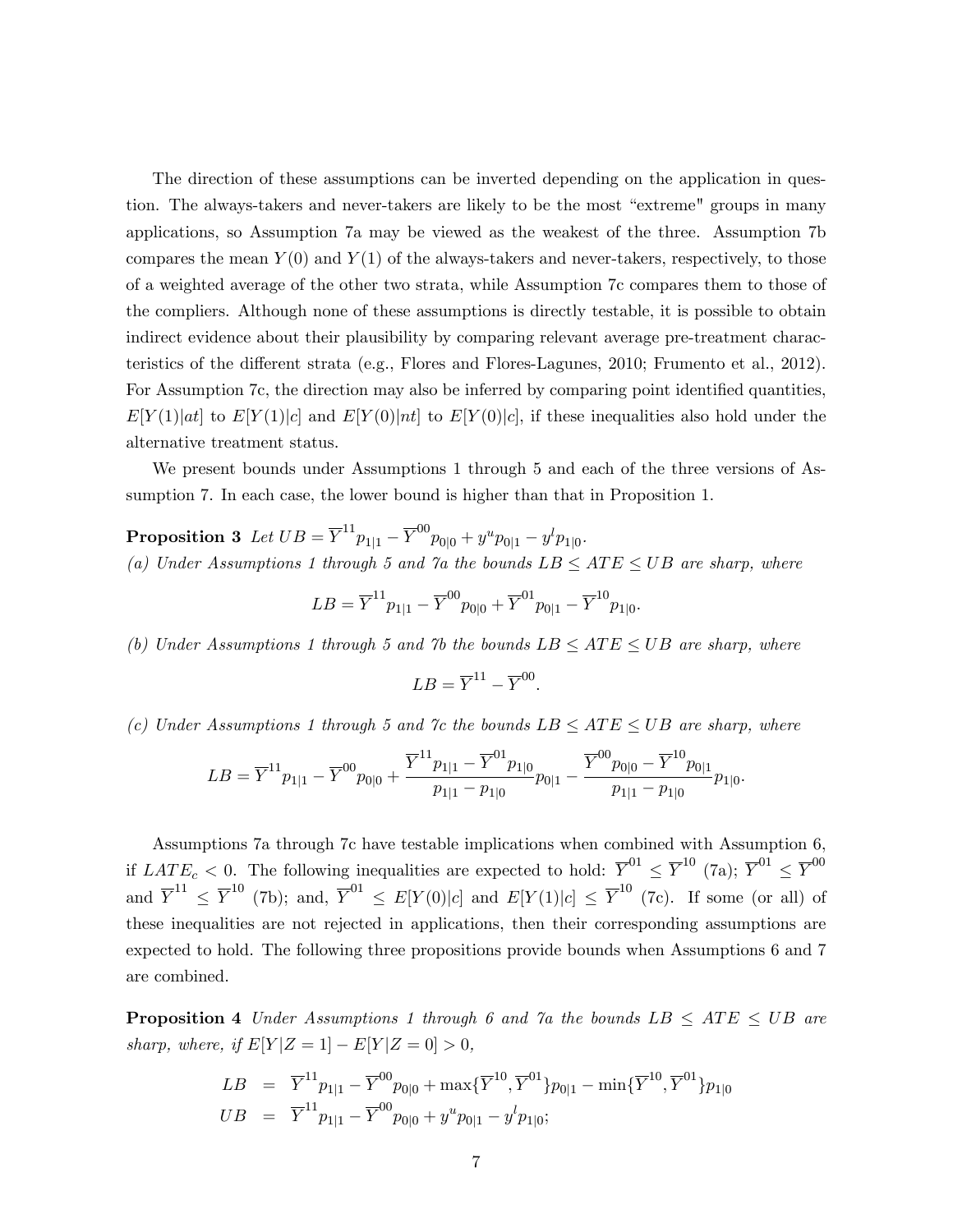The direction of these assumptions can be inverted depending on the application in question. The always-takers and never-takers are likely to be the most "extreme" groups in many applications, so Assumption 7a may be viewed as the weakest of the three. Assumption 7b compares the mean $Y(0)$ and $Y(1)$ of the always-takers and never-takers, respectively, to those of a weighted average of the other two strata, while Assumption 7c compares them to those of the compliers. Although none of these assumptions is directly testable, it is possible to obtain indirect evidence about their plausibility by comparing relevant average pre-treatment characteristics of the different strata (e.g., Flores and Flores-Lagunes, 2010; Frumento et al., 2012). For Assumption 7c, the direction may also be inferred by comparing point identified quantities, $E[Y(1)|at]$ to $E[Y(1)|c]$ and $E[Y(0)|nt]$ to $E[Y(0)|c]$, if these inequalities also hold under the alternative treatment status.

We present bounds under Assumptions 1 through 5 and each of the three versions of Assumption 7. In each case, the lower bound is higher than that in Proposition 1.

**Proposition 3** *Let* $UB = \overline{Y}^{11}p_{1|1} - \overline{Y}^{00}p_{0|0} + y^u p_{0|1} - y^l p_{1|0}$.
*(a) Under Assumptions 1 through 5 and 7a the bounds* $LB \leq ATE \leq UB$ *are sharp, where*

$$LB = \overline{Y}^{11}p_{1|1} - \overline{Y}^{00}p_{0|0} + \overline{Y}^{01}p_{0|1} - \overline{Y}^{10}p_{1|0}.$$

*(b) Under Assumptions 1 through 5 and 7b the bounds* $LB \leq ATE \leq UB$ *are sharp, where*

$$LB = \overline{Y}^{11} - \overline{Y}^{00}.$$

*(c) Under Assumptions 1 through 5 and 7c the bounds* $LB \leq ATE \leq UB$ *are sharp, where*

$$LB = \overline{Y}^{11}p_{1|1} - \overline{Y}^{00}p_{0|0} + \frac{\overline{Y}^{11}p_{1|1} - \overline{Y}^{01}p_{1|0}}{p_{1|1} - p_{1|0}}p_{0|1} - \frac{\overline{Y}^{00}p_{0|0} - \overline{Y}^{10}p_{0|1}}{p_{1|1} - p_{1|0}}p_{1|0}.$$

Assumptions 7a through 7c have testable implications when combined with Assumption 6, if $LATE_c < 0$. The following inequalities are expected to hold: $\overline{Y}^{01} \leq \overline{Y}^{10}$ (7a); $\overline{Y}^{01} \leq \overline{Y}^{00}$ and $\overline{Y}^{11} \leq \overline{Y}^{10}$ (7b); and, $\overline{Y}^{01} \leq E[Y(0)|c]$ and $E[Y(1)|c] \leq \overline{Y}^{10}$ (7c). If some (or all) of these inequalities are not rejected in applications, then their corresponding assumptions are expected to hold. The following three propositions provide bounds when Assumptions 6 and 7 are combined.

**Proposition 4** *Under Assumptions 1 through 6 and 7a the bounds* $LB \leq ATE \leq UB$ *are sharp, where, if* $E[Y|Z = 1] - E[Y|Z = 0] > 0$,

$$\begin{aligned} LB &= \overline{Y}^{11}p_{1|1} - \overline{Y}^{00}p_{0|0} + \max\{\overline{Y}^{10}, \overline{Y}^{01}\}p_{0|1} - \min\{\overline{Y}^{10}, \overline{Y}^{01}\}p_{1|0} \\ UB &= \overline{Y}^{11}p_{1|1} - \overline{Y}^{00}p_{0|0} + y^u p_{0|1} - y^l p_{1|0}; \end{aligned}$$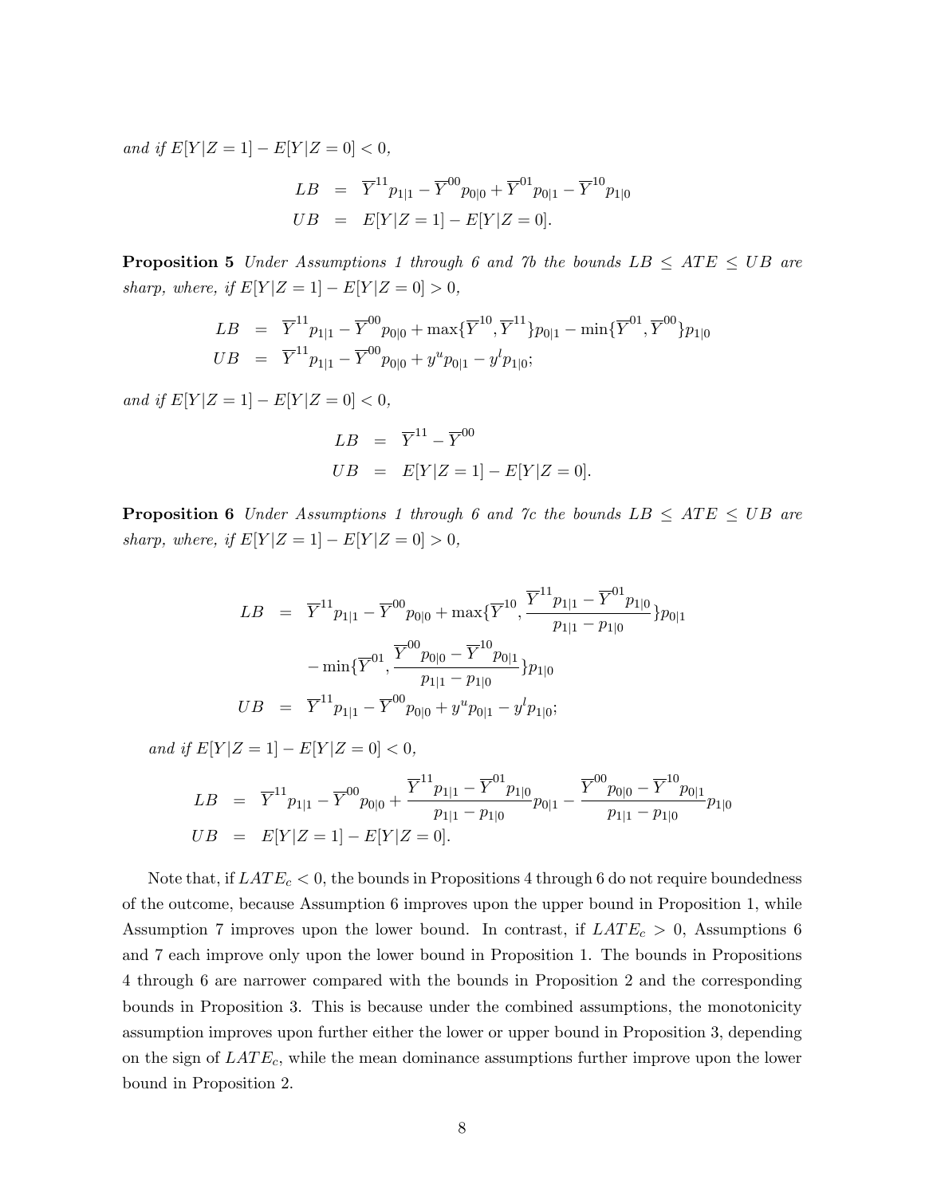*and if* $E[Y|Z=1] - E[Y|Z=0] < 0$,

$$
\begin{aligned}
LB &= \overline{Y}^{11} p_{1|1} - \overline{Y}^{00} p_{0|0} + \overline{Y}^{01} p_{0|1} - \overline{Y}^{10} p_{1|0} \\
UB &= E[Y|Z=1] - E[Y|Z=0].
\end{aligned}
$$

**Proposition 5** *Under Assumptions 1 through 6 and 7b the bounds* $LB \leq ATE \leq UB$ *are sharp, where, if* $E[Y|Z=1] - E[Y|Z=0] > 0$,

$$
\begin{aligned}
LB &= \overline{Y}^{11} p_{1|1} - \overline{Y}^{00} p_{0|0} + \max\{\overline{Y}^{10}, \overline{Y}^{11}\} p_{0|1} - \min\{\overline{Y}^{01}, \overline{Y}^{00}\} p_{1|0} \\
UB &= \overline{Y}^{11} p_{1|1} - \overline{Y}^{00} p_{0|0} + y^u p_{0|1} - y^l p_{1|0};
\end{aligned}
$$

*and if* $E[Y|Z=1] - E[Y|Z=0] < 0$,

$$
\begin{aligned}
LB &= \overline{Y}^{11} - \overline{Y}^{00} \\
UB &= E[Y|Z=1] - E[Y|Z=0].
\end{aligned}
$$

**Proposition 6** *Under Assumptions 1 through 6 and 7c the bounds* $LB \leq ATE \leq UB$ *are sharp, where, if* $E[Y|Z=1] - E[Y|Z=0] > 0$,

$$
\begin{aligned}
LB &= \overline{Y}^{11} p_{1|1} - \overline{Y}^{00} p_{0|0} + \max\{\overline{Y}^{10}, \frac{\overline{Y}^{11} p_{1|1} - \overline{Y}^{01} p_{1|0}}{p_{1|1} - p_{1|0}}\} p_{0|1} \\
&\quad - \min\{\overline{Y}^{01}, \frac{\overline{Y}^{00} p_{0|0} - \overline{Y}^{10} p_{0|1}}{p_{1|1} - p_{1|0}}\} p_{1|0} \\
UB &= \overline{Y}^{11} p_{1|1} - \overline{Y}^{00} p_{0|0} + y^u p_{0|1} - y^l p_{1|0};
\end{aligned}
$$

*and if* $E[Y|Z=1] - E[Y|Z=0] < 0$,

$$
\begin{aligned}
LB &= \overline{Y}^{11} p_{1|1} - \overline{Y}^{00} p_{0|0} + \frac{\overline{Y}^{11} p_{1|1} - \overline{Y}^{01} p_{1|0}}{p_{1|1} - p_{1|0}} p_{0|1} - \frac{\overline{Y}^{00} p_{0|0} - \overline{Y}^{10} p_{0|1}}{p_{1|1} - p_{1|0}} p_{1|0} \\
UB &= E[Y|Z=1] - E[Y|Z=0].
\end{aligned}
$$

Note that, if $LATE_c < 0$, the bounds in Propositions 4 through 6 do not require boundedness of the outcome, because Assumption 6 improves upon the upper bound in Proposition 1, while Assumption 7 improves upon the lower bound. In contrast, if $LATE_c > 0$, Assumptions 6 and 7 each improve only upon the lower bound in Proposition 1. The bounds in Propositions 4 through 6 are narrower compared with the bounds in Proposition 2 and the corresponding bounds in Proposition 3. This is because under the combined assumptions, the monotonicity assumption improves upon further either the lower or upper bound in Proposition 3, depending on the sign of $LATE_c$, while the mean dominance assumptions further improve upon the lower bound in Proposition 2.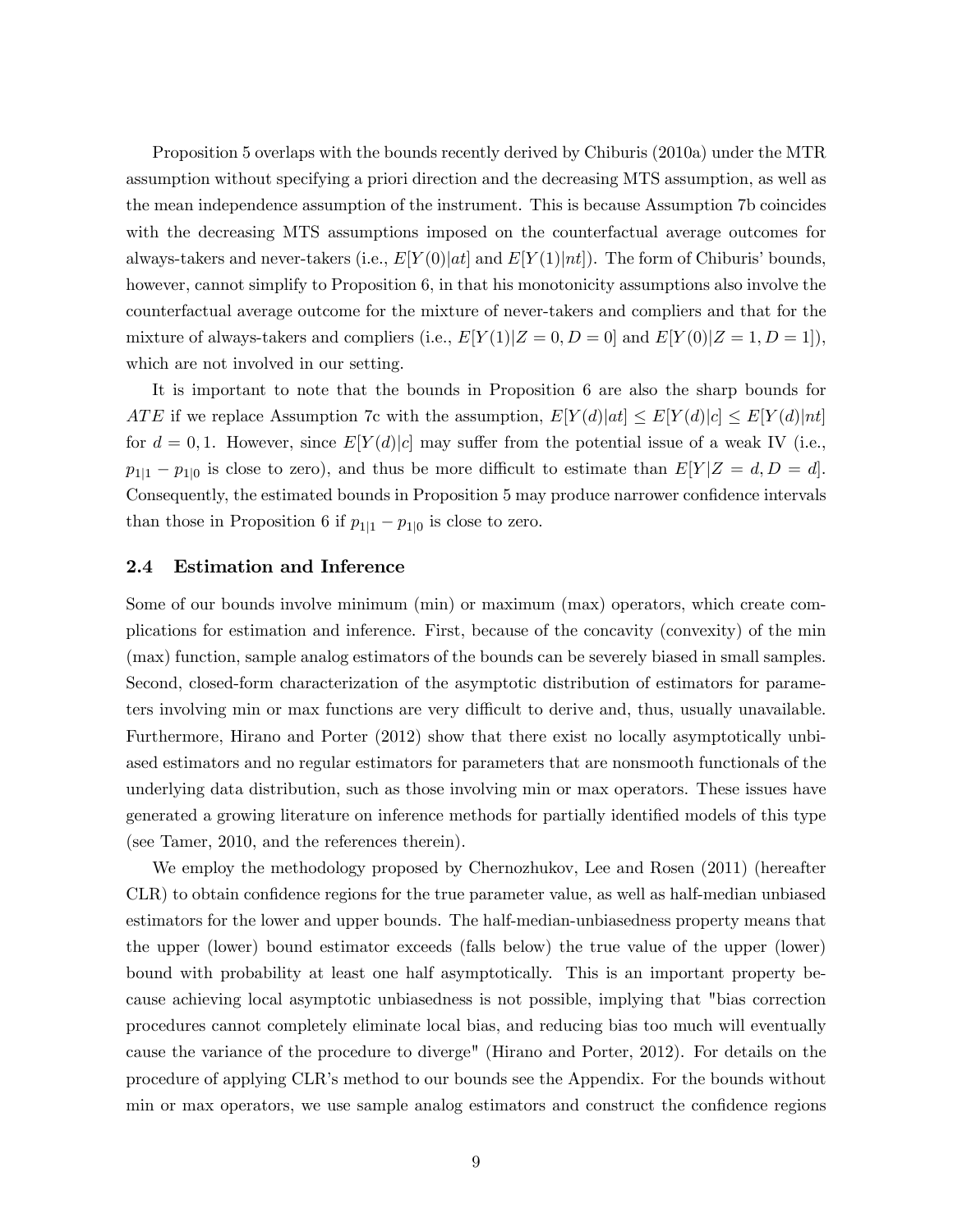Proposition 5 overlaps with the bounds recently derived by Chiburis (2010a) under the MTR assumption without specifying a priori direction and the decreasing MTS assumption, as well as the mean independence assumption of the instrument. This is because Assumption 7b coincides with the decreasing MTS assumptions imposed on the counterfactual average outcomes for always-takers and never-takers (i.e., $E[Y(0)|at]$ and $E[Y(1)|nt]$). The form of Chiburis' bounds, however, cannot simplify to Proposition 6, in that his monotonicity assumptions also involve the counterfactual average outcome for the mixture of never-takers and compliers and that for the mixture of always-takers and compliers (i.e., $E[Y(1)|Z = 0, D = 0]$ and $E[Y(0)|Z = 1, D = 1]$), which are not involved in our setting.

It is important to note that the bounds in Proposition 6 are also the sharp bounds for $ATE$ if we replace Assumption 7c with the assumption, $E[Y(d)|at] \leq E[Y(d)|c] \leq E[Y(d)|nt]$ for $d = 0, 1$. However, since $E[Y(d)|c]$ may suffer from the potential issue of a weak IV (i.e., $p_{1|1} - p_{1|0}$ is close to zero), and thus be more difficult to estimate than $E[Y|Z = d, D = d]$. Consequently, the estimated bounds in Proposition 5 may produce narrower confidence intervals than those in Proposition 6 if $p_{1|1} - p_{1|0}$ is close to zero.

### 2.4 Estimation and Inference

Some of our bounds involve minimum (min) or maximum (max) operators, which create complications for estimation and inference. First, because of the concavity (convexity) of the min (max) function, sample analog estimators of the bounds can be severely biased in small samples. Second, closed-form characterization of the asymptotic distribution of estimators for parameters involving min or max functions are very difficult to derive and, thus, usually unavailable. Furthermore, Hirano and Porter (2012) show that there exist no locally asymptotically unbiased estimators and no regular estimators for parameters that are nonsmooth functionals of the underlying data distribution, such as those involving min or max operators. These issues have generated a growing literature on inference methods for partially identified models of this type (see Tamer, 2010, and the references therein).

We employ the methodology proposed by Chernozhukov, Lee and Rosen (2011) (hereafter CLR) to obtain confidence regions for the true parameter value, as well as half-median unbiased estimators for the lower and upper bounds. The half-median-unbiasedness property means that the upper (lower) bound estimator exceeds (falls below) the true value of the upper (lower) bound with probability at least one half asymptotically. This is an important property because achieving local asymptotic unbiasedness is not possible, implying that "bias correction procedures cannot completely eliminate local bias, and reducing bias too much will eventually cause the variance of the procedure to diverge" (Hirano and Porter, 2012). For details on the procedure of applying CLR's method to our bounds see the Appendix. For the bounds without min or max operators, we use sample analog estimators and construct the confidence regions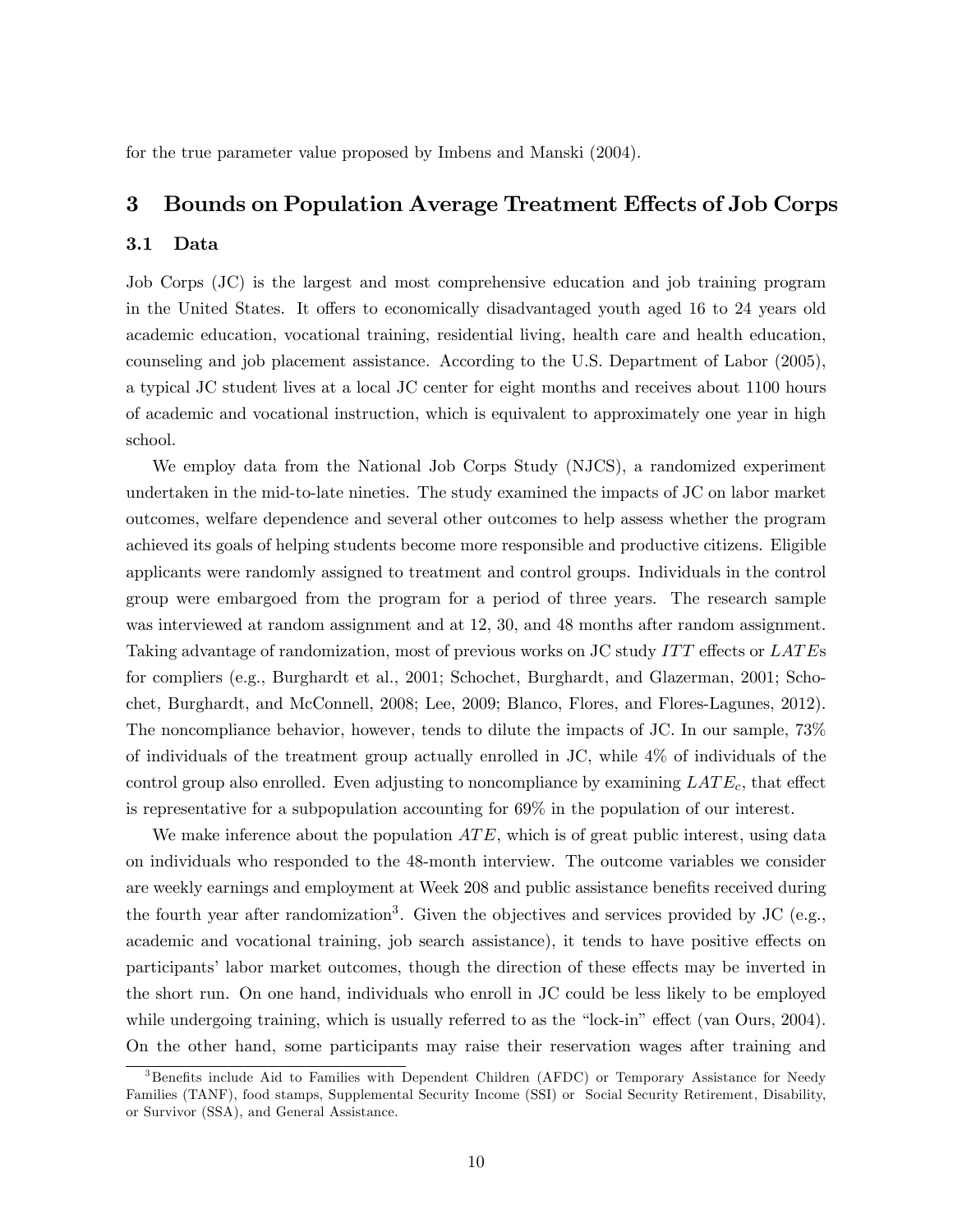for the true parameter value proposed by Imbens and Manski (2004).

## 3 Bounds on Population Average Treatment Effects of Job Corps

### 3.1 Data

Job Corps (JC) is the largest and most comprehensive education and job training program in the United States. It offers to economically disadvantaged youth aged 16 to 24 years old academic education, vocational training, residential living, health care and health education, counseling and job placement assistance. According to the U.S. Department of Labor (2005), a typical JC student lives at a local JC center for eight months and receives about 1100 hours of academic and vocational instruction, which is equivalent to approximately one year in high school.

We employ data from the National Job Corps Study (NJCS), a randomized experiment undertaken in the mid-to-late nineties. The study examined the impacts of JC on labor market outcomes, welfare dependence and several other outcomes to help assess whether the program achieved its goals of helping students become more responsible and productive citizens. Eligible applicants were randomly assigned to treatment and control groups. Individuals in the control group were embargoed from the program for a period of three years. The research sample was interviewed at random assignment and at 12, 30, and 48 months after random assignment. Taking advantage of randomization, most of previous works on JC study $ITT$ effects or $LATE$s for compliers (e.g., Burghardt et al., 2001; Schochet, Burghardt, and Glazerman, 2001; Schochet, Burghardt, and McConnell, 2008; Lee, 2009; Blanco, Flores, and Flores-Lagunes, 2012). The noncompliance behavior, however, tends to dilute the impacts of JC. In our sample, 73% of individuals of the treatment group actually enrolled in JC, while 4% of individuals of the control group also enrolled. Even adjusting to noncompliance by examining $LATE_c$, that effect is representative for a subpopulation accounting for 69% in the population of our interest.

We make inference about the population $ATE$, which is of great public interest, using data on individuals who responded to the 48-month interview. The outcome variables we consider are weekly earnings and employment at Week 208 and public assistance benefits received during the fourth year after randomization[3]. Given the objectives and services provided by JC (e.g., academic and vocational training, job search assistance), it tends to have positive effects on participants' labor market outcomes, though the direction of these effects may be inverted in the short run. On one hand, individuals who enroll in JC could be less likely to be employed while undergoing training, which is usually referred to as the "lock-in" effect (van Ours, 2004). On the other hand, some participants may raise their reservation wages after training and

[3] Benefits include Aid to Families with Dependent Children (AFDC) or Temporary Assistance for Needy Families (TANF), food stamps, Supplemental Security Income (SSI) or Social Security Retirement, Disability, or Survivor (SSA), and General Assistance.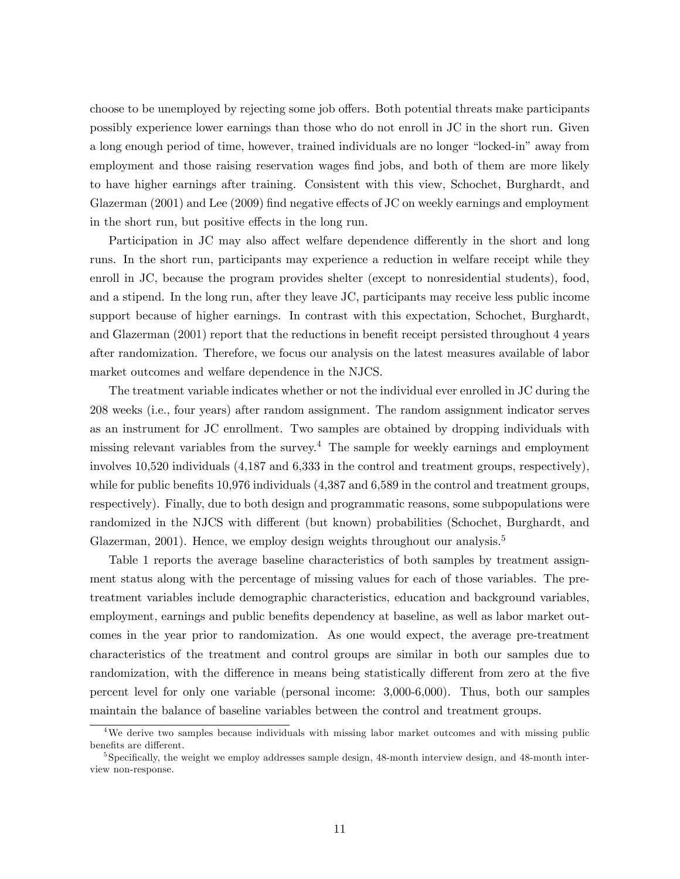choose to be unemployed by rejecting some job offers. Both potential threats make participants possibly experience lower earnings than those who do not enroll in JC in the short run. Given a long enough period of time, however, trained individuals are no longer "locked-in" away from employment and those raising reservation wages find jobs, and both of them are more likely to have higher earnings after training. Consistent with this view, Schochet, Burghardt, and Glazerman (2001) and Lee (2009) find negative effects of JC on weekly earnings and employment in the short run, but positive effects in the long run.

Participation in JC may also affect welfare dependence differently in the short and long runs. In the short run, participants may experience a reduction in welfare receipt while they enroll in JC, because the program provides shelter (except to nonresidential students), food, and a stipend. In the long run, after they leave JC, participants may receive less public income support because of higher earnings. In contrast with this expectation, Schochet, Burghardt, and Glazerman (2001) report that the reductions in benefit receipt persisted throughout 4 years after randomization. Therefore, we focus our analysis on the latest measures available of labor market outcomes and welfare dependence in the NJCS.

The treatment variable indicates whether or not the individual ever enrolled in JC during the 208 weeks (i.e., four years) after random assignment. The random assignment indicator serves as an instrument for JC enrollment. Two samples are obtained by dropping individuals with missing relevant variables from the survey.[4] The sample for weekly earnings and employment involves 10,520 individuals (4,187 and 6,333 in the control and treatment groups, respectively), while for public benefits 10,976 individuals (4,387 and 6,589 in the control and treatment groups, respectively). Finally, due to both design and programmatic reasons, some subpopulations were randomized in the NJCS with different (but known) probabilities (Schochet, Burghardt, and Glazerman, 2001). Hence, we employ design weights throughout our analysis.[5]

Table 1 reports the average baseline characteristics of both samples by treatment assignment status along with the percentage of missing values for each of those variables. The pre-treatment variables include demographic characteristics, education and background variables, employment, earnings and public benefits dependency at baseline, as well as labor market outcomes in the year prior to randomization. As one would expect, the average pre-treatment characteristics of the treatment and control groups are similar in both our samples due to randomization, with the difference in means being statistically different from zero at the five percent level for only one variable (personal income: 3,000-6,000). Thus, both our samples maintain the balance of baseline variables between the control and treatment groups.

[4] We derive two samples because individuals with missing labor market outcomes and with missing public benefits are different.

[5] Specifically, the weight we employ addresses sample design, 48-month interview design, and 48-month interview non-response.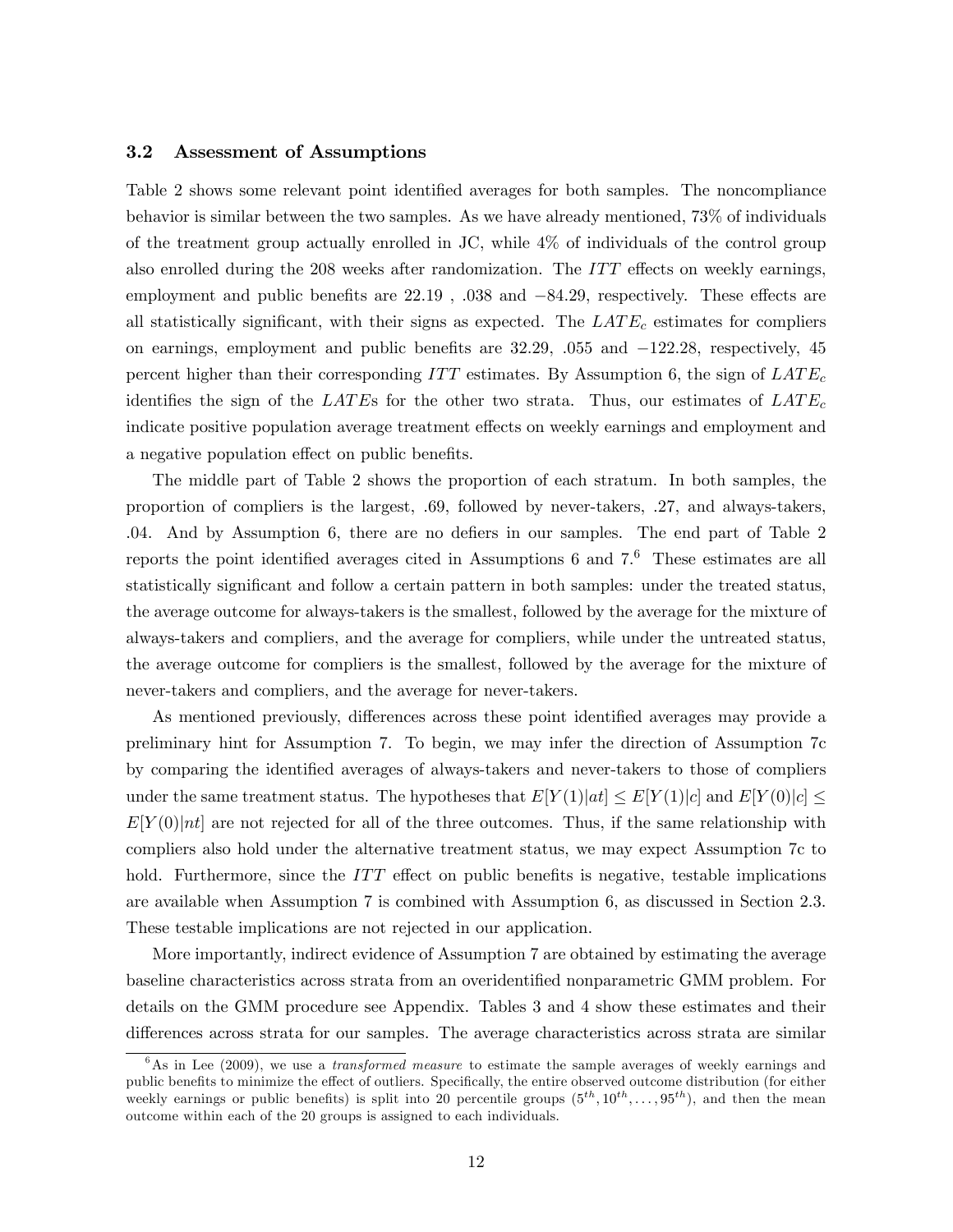### 3.2 Assessment of Assumptions

Table 2 shows some relevant point identified averages for both samples. The noncompliance behavior is similar between the two samples. As we have already mentioned, 73% of individuals of the treatment group actually enrolled in JC, while 4% of individuals of the control group also enrolled during the 208 weeks after randomization. The $ITT$ effects on weekly earnings, employment and public benefits are 22.19 , .038 and $-84.29$, respectively. These effects are all statistically significant, with their signs as expected. The $LATE_c$ estimates for compliers on earnings, employment and public benefits are 32.29, .055 and $-122.28$, respectively, 45 percent higher than their corresponding $ITT$ estimates. By Assumption 6, the sign of $LATE_c$ identifies the sign of the $LATE$s for the other two strata. Thus, our estimates of $LATE_c$ indicate positive population average treatment effects on weekly earnings and employment and a negative population effect on public benefits.

The middle part of Table 2 shows the proportion of each stratum. In both samples, the proportion of compliers is the largest, .69, followed by never-takers, .27, and always-takers, .04. And by Assumption 6, there are no defiers in our samples. The end part of Table 2 reports the point identified averages cited in Assumptions 6 and 7.[6] These estimates are all statistically significant and follow a certain pattern in both samples: under the treated status, the average outcome for always-takers is the smallest, followed by the average for the mixture of always-takers and compliers, and the average for compliers, while under the untreated status, the average outcome for compliers is the smallest, followed by the average for the mixture of never-takers and compliers, and the average for never-takers.

As mentioned previously, differences across these point identified averages may provide a preliminary hint for Assumption 7. To begin, we may infer the direction of Assumption 7c by comparing the identified averages of always-takers and never-takers to those of compliers under the same treatment status. The hypotheses that $E[Y(1)|at] \leq E[Y(1)|c]$ and $E[Y(0)|c] \leq E[Y(0)|nt]$ are not rejected for all of the three outcomes. Thus, if the same relationship with compliers also hold under the alternative treatment status, we may expect Assumption 7c to hold. Furthermore, since the $ITT$ effect on public benefits is negative, testable implications are available when Assumption 7 is combined with Assumption 6, as discussed in Section 2.3. These testable implications are not rejected in our application.

More importantly, indirect evidence of Assumption 7 are obtained by estimating the average baseline characteristics across strata from an overidentified nonparametric GMM problem. For details on the GMM procedure see Appendix. Tables 3 and 4 show these estimates and their differences across strata for our samples. The average characteristics across strata are similar

[6] As in Lee (2009), we use a *transformed measure* to estimate the sample averages of weekly earnings and public benefits to minimize the effect of outliers. Specifically, the entire observed outcome distribution (for either weekly earnings or public benefits) is split into 20 percentile groups ($5^{th}, 10^{th}, \ldots, 95^{th}$), and then the mean outcome within each of the 20 groups is assigned to each individuals.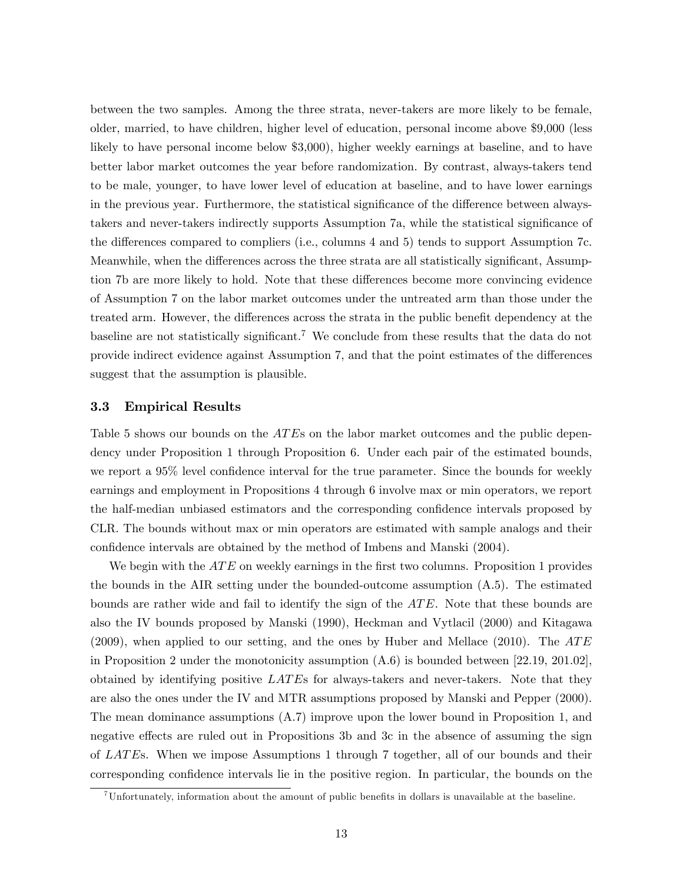between the two samples. Among the three strata, never-takers are more likely to be female, older, married, to have children, higher level of education, personal income above \$9,000 (less likely to have personal income below \$3,000), higher weekly earnings at baseline, and to have better labor market outcomes the year before randomization. By contrast, always-takers tend to be male, younger, to have lower level of education at baseline, and to have lower earnings in the previous year. Furthermore, the statistical significance of the difference between always-takers and never-takers indirectly supports Assumption 7a, while the statistical significance of the differences compared to compliers (i.e., columns 4 and 5) tends to support Assumption 7c. Meanwhile, when the differences across the three strata are all statistically significant, Assumption 7b are more likely to hold. Note that these differences become more convincing evidence of Assumption 7 on the labor market outcomes under the untreated arm than those under the treated arm. However, the differences across the strata in the public benefit dependency at the baseline are not statistically significant.[7] We conclude from these results that the data do not provide indirect evidence against Assumption 7, and that the point estimates of the differences suggest that the assumption is plausible.

### 3.3 Empirical Results

Table 5 shows our bounds on the $ATE$s on the labor market outcomes and the public dependency under Proposition 1 through Proposition 6. Under each pair of the estimated bounds, we report a 95% level confidence interval for the true parameter. Since the bounds for weekly earnings and employment in Propositions 4 through 6 involve max or min operators, we report the half-median unbiased estimators and the corresponding confidence intervals proposed by CLR. The bounds without max or min operators are estimated with sample analogs and their confidence intervals are obtained by the method of Imbens and Manski (2004).

We begin with the $ATE$ on weekly earnings in the first two columns. Proposition 1 provides the bounds in the AIR setting under the bounded-outcome assumption (A.5). The estimated bounds are rather wide and fail to identify the sign of the $ATE$. Note that these bounds are also the IV bounds proposed by Manski (1990), Heckman and Vytlacil (2000) and Kitagawa (2009), when applied to our setting, and the ones by Huber and Mellace (2010). The $ATE$ in Proposition 2 under the monotonicity assumption (A.6) is bounded between $[22.19, 201.02]$, obtained by identifying positive $LATE$s for always-takers and never-takers. Note that they are also the ones under the IV and MTR assumptions proposed by Manski and Pepper (2000). The mean dominance assumptions (A.7) improve upon the lower bound in Proposition 1, and negative effects are ruled out in Propositions 3b and 3c in the absence of assuming the sign of $LATE$s. When we impose Assumptions 1 through 7 together, all of our bounds and their corresponding confidence intervals lie in the positive region. In particular, the bounds on the

[7] Unfortunately, information about the amount of public benefits in dollars is unavailable at the baseline.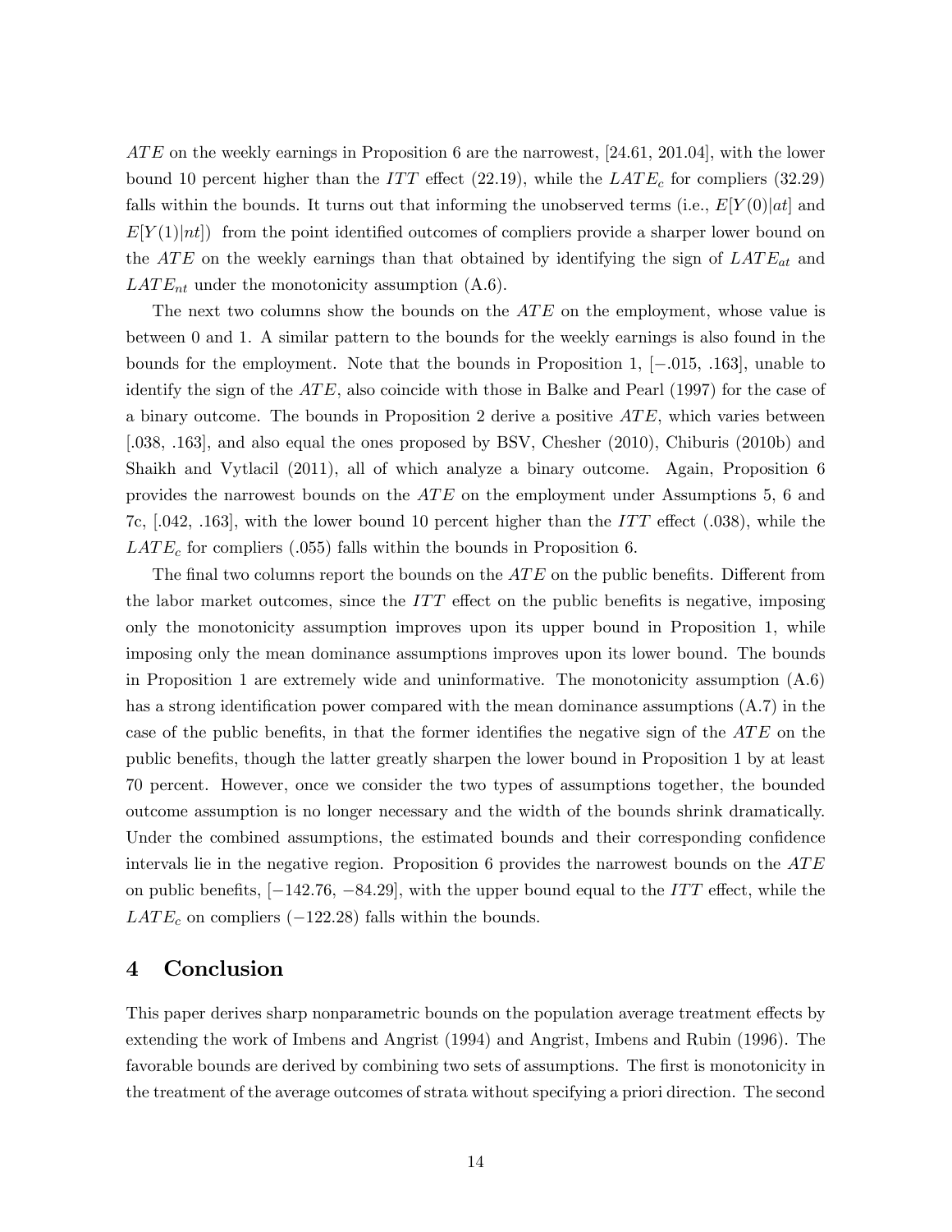$ATE$ on the weekly earnings in Proposition 6 are the narrowest, [24.61, 201.04], with the lower bound 10 percent higher than the $ITT$ effect (22.19), while the $LATE_c$ for compliers (32.29) falls within the bounds. It turns out that informing the unobserved terms (i.e., $E[Y(0)|at]$ and $E[Y(1)|nt]$) from the point identified outcomes of compliers provide a sharper lower bound on the $ATE$ on the weekly earnings than that obtained by identifying the sign of $LATE_{at}$ and $LATE_{nt}$ under the monotonicity assumption (A.6).

The next two columns show the bounds on the $ATE$ on the employment, whose value is between 0 and 1. A similar pattern to the bounds for the weekly earnings is also found in the bounds for the employment. Note that the bounds in Proposition 1, [−.015, .163], unable to identify the sign of the $ATE$, also coincide with those in Balke and Pearl (1997) for the case of a binary outcome. The bounds in Proposition 2 derive a positive $ATE$, which varies between [.038, .163], and also equal the ones proposed by BSV, Chesher (2010), Chiburis (2010b) and Shaikh and Vytlacil (2011), all of which analyze a binary outcome. Again, Proposition 6 provides the narrowest bounds on the $ATE$ on the employment under Assumptions 5, 6 and 7c, [.042, .163], with the lower bound 10 percent higher than the $ITT$ effect (.038), while the $LATE_c$ for compliers (.055) falls within the bounds in Proposition 6.

The final two columns report the bounds on the $ATE$ on the public benefits. Different from the labor market outcomes, since the $ITT$ effect on the public benefits is negative, imposing only the monotonicity assumption improves upon its upper bound in Proposition 1, while imposing only the mean dominance assumptions improves upon its lower bound. The bounds in Proposition 1 are extremely wide and uninformative. The monotonicity assumption (A.6) has a strong identification power compared with the mean dominance assumptions (A.7) in the case of the public benefits, in that the former identifies the negative sign of the $ATE$ on the public benefits, though the latter greatly sharpen the lower bound in Proposition 1 by at least 70 percent. However, once we consider the two types of assumptions together, the bounded outcome assumption is no longer necessary and the width of the bounds shrink dramatically. Under the combined assumptions, the estimated bounds and their corresponding confidence intervals lie in the negative region. Proposition 6 provides the narrowest bounds on the $ATE$ on public benefits, [−142.76, −84.29], with the upper bound equal to the $ITT$ effect, while the $LATE_c$ on compliers (−122.28) falls within the bounds.

## 4 Conclusion

This paper derives sharp nonparametric bounds on the population average treatment effects by extending the work of Imbens and Angrist (1994) and Angrist, Imbens and Rubin (1996). The favorable bounds are derived by combining two sets of assumptions. The first is monotonicity in the treatment of the average outcomes of strata without specifying a priori direction. The second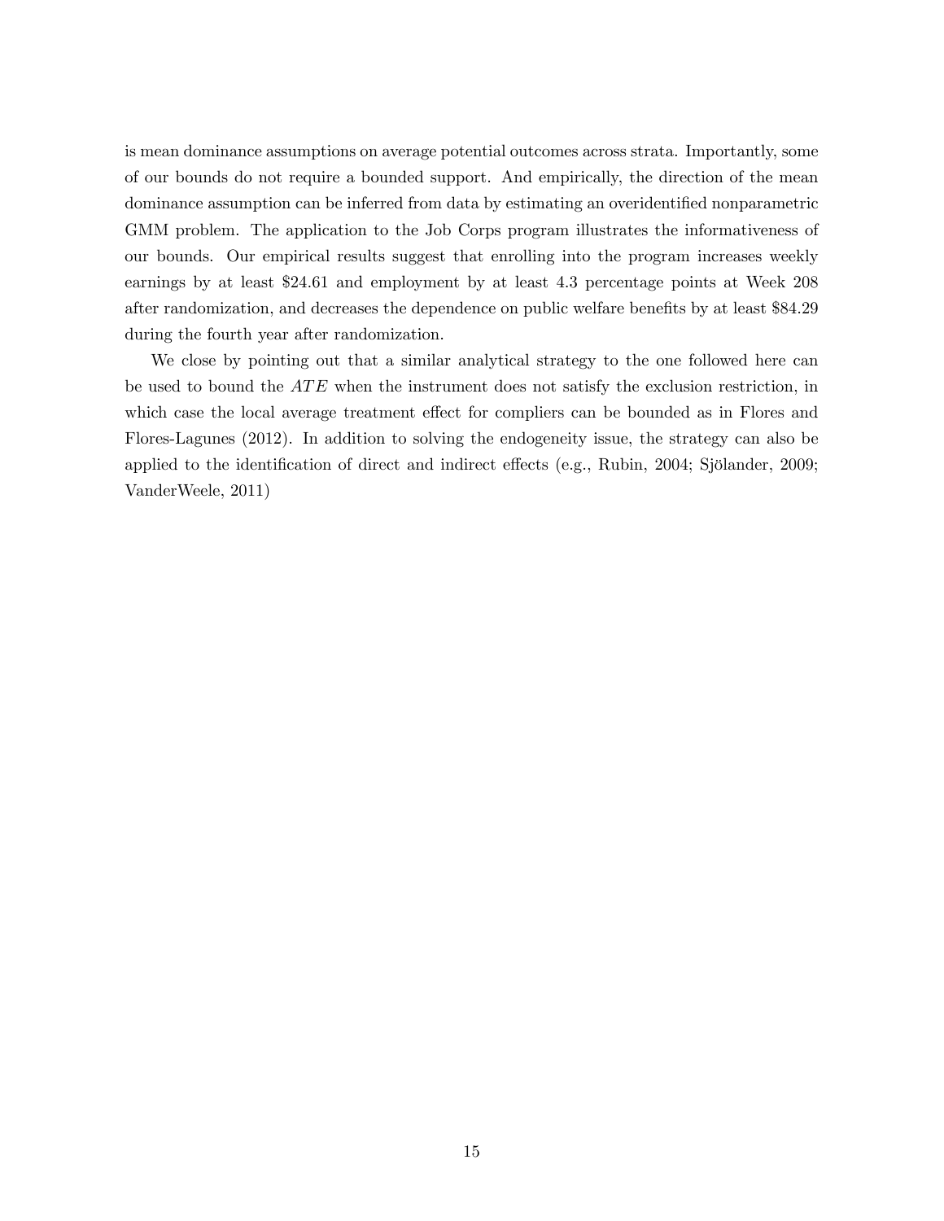is mean dominance assumptions on average potential outcomes across strata. Importantly, some of our bounds do not require a bounded support. And empirically, the direction of the mean dominance assumption can be inferred from data by estimating an overidentified nonparametric GMM problem. The application to the Job Corps program illustrates the informativeness of our bounds. Our empirical results suggest that enrolling into the program increases weekly earnings by at least \$24.61 and employment by at least 4.3 percentage points at Week 208 after randomization, and decreases the dependence on public welfare benefits by at least \$84.29 during the fourth year after randomization.

We close by pointing out that a similar analytical strategy to the one followed here can be used to bound the $ATE$ when the instrument does not satisfy the exclusion restriction, in which case the local average treatment effect for compliers can be bounded as in Flores and Flores-Lagunes (2012). In addition to solving the endogeneity issue, the strategy can also be applied to the identification of direct and indirect effects (e.g., Rubin, 2004; Sjölander, 2009; VanderWeele, 2011)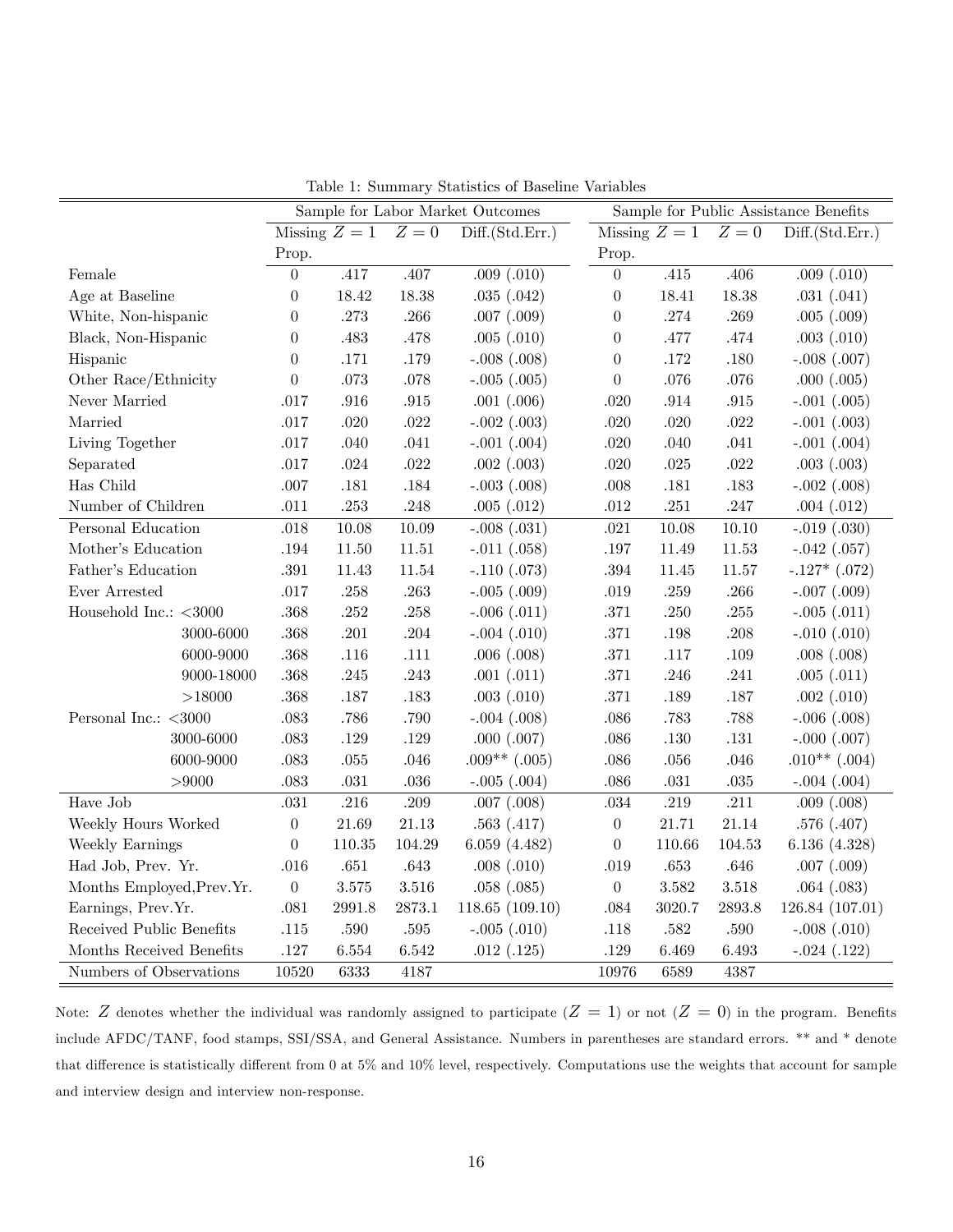Table 1: Summary Statistics of Baseline Variables

| | Sample for Labor Market Outcomes | | | | Sample for Public Assistance Benefits | | | |
|---|---|---|---|---|---|---|---|---|
| | Missing Prop. | $Z=1$ | $Z=0$ | Diff.(Std.Err.) | Missing Prop. | $Z=1$ | $Z=0$ | Diff.(Std.Err.) |
| Female | 0 | .417 | .407 | .009 (.010) | 0 | .415 | .406 | .009 (.010) |
| Age at Baseline | 0 | 18.42 | 18.38 | .035 (.042) | 0 | 18.41 | 18.38 | .031 (.041) |
| White, Non-hispanic | 0 | .273 | .266 | .007 (.009) | 0 | .274 | .269 | .005 (.009) |
| Black, Non-Hispanic | 0 | .483 | .478 | .005 (.010) | 0 | .477 | .474 | .003 (.010) |
| Hispanic | 0 | .171 | .179 | -.008 (.008) | 0 | .172 | .180 | -.008 (.007) |
| Other Race/Ethnicity | 0 | .073 | .078 | -.005 (.005) | 0 | .076 | .076 | .000 (.005) |
| Never Married | .017 | .916 | .915 | .001 (.006) | .020 | .914 | .915 | -.001 (.005) |
| Married | .017 | .020 | .022 | -.002 (.003) | .020 | .020 | .022 | -.001 (.003) |
| Living Together | .017 | .040 | .041 | -.001 (.004) | .020 | .040 | .041 | -.001 (.004) |
| Separated | .017 | .024 | .022 | .002 (.003) | .020 | .025 | .022 | .003 (.003) |
| Has Child | .007 | .181 | .184 | -.003 (.008) | .008 | .181 | .183 | -.002 (.008) |
| Number of Children | .011 | .253 | .248 | .005 (.012) | .012 | .251 | .247 | .004 (.012) |
| Personal Education | .018 | 10.08 | 10.09 | -.008 (.031) | .021 | 10.08 | 10.10 | -.019 (.030) |
| Mother's Education | .194 | 11.50 | 11.51 | -.011 (.058) | .197 | 11.49 | 11.53 | -.042 (.057) |
| Father's Education | .391 | 11.43 | 11.54 | -.110 (.073) | .394 | 11.45 | 11.57 | -.127* (.072) |
| Ever Arrested | .017 | .258 | .263 | -.005 (.009) | .019 | .259 | .266 | -.007 (.009) |
| Household Inc.: <3000 | .368 | .252 | .258 | -.006 (.011) | .371 | .250 | .255 | -.005 (.011) |
| 3000-6000 | .368 | .201 | .204 | -.004 (.010) | .371 | .198 | .208 | -.010 (.010) |
| 6000-9000 | .368 | .116 | .111 | .006 (.008) | .371 | .117 | .109 | .008 (.008) |
| 9000-18000 | .368 | .245 | .243 | .001 (.011) | .371 | .246 | .241 | .005 (.011) |
| >18000 | .368 | .187 | .183 | .003 (.010) | .371 | .189 | .187 | .002 (.010) |
| Personal Inc.: <3000 | .083 | .786 | .790 | -.004 (.008) | .086 | .783 | .788 | -.006 (.008) |
| 3000-6000 | .083 | .129 | .129 | .000 (.007) | .086 | .130 | .131 | -.000 (.007) |
| 6000-9000 | .083 | .055 | .046 | .009** (.005) | .086 | .056 | .046 | .010** (.004) |
| >9000 | .083 | .031 | .036 | -.005 (.004) | .086 | .031 | .035 | -.004 (.004) |
| Have Job | .031 | .216 | .209 | .007 (.008) | .034 | .219 | .211 | .009 (.008) |
| Weekly Hours Worked | 0 | 21.69 | 21.13 | .563 (.417) | 0 | 21.71 | 21.14 | .576 (.407) |
| Weekly Earnings | 0 | 110.35 | 104.29 | 6.059 (4.482) | 0 | 110.66 | 104.53 | 6.136 (4.328) |
| Had Job, Prev. Yr. | .016 | .651 | .643 | .008 (.010) | .019 | .653 | .646 | .007 (.009) |
| Months Employed,Prev.Yr. | 0 | 3.575 | 3.516 | .058 (.085) | 0 | 3.582 | 3.518 | .064 (.083) |
| Earnings, Prev.Yr. | .081 | 2991.8 | 2873.1 | 118.65 (109.10) | .084 | 3020.7 | 2893.8 | 126.84 (107.01) |
| Received Public Benefits | .115 | .590 | .595 | -.005 (.010) | .118 | .582 | .590 | -.008 (.010) |
| Months Received Benefits | .127 | 6.554 | 6.542 | .012 (.125) | .129 | 6.469 | 6.493 | -.024 (.122) |
| Numbers of Observations | 10520 | 6333 | 4187 | | 10976 | 6589 | 4387 | |

Note: $Z$ denotes whether the individual was randomly assigned to participate ($Z = 1$) or not ($Z = 0$) in the program. Benefits include AFDC/TANF, food stamps, SSI/SSA, and General Assistance. Numbers in parentheses are standard errors. ** and * denote that difference is statistically different from 0 at 5% and 10% level, respectively. Computations use the weights that account for sample and interview design and interview non-response.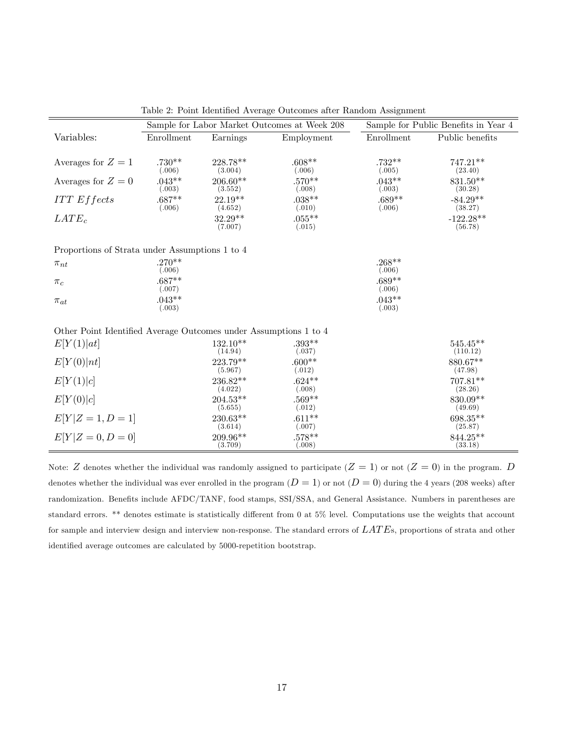Table 2: Point Identified Average Outcomes after Random Assignment

| | Sample for Labor Market Outcomes at Week 208 | | | Sample for Public Benefits in Year 4 | |
|---|---|---|---|---|---|
| Variables: | Enrollment | Earnings | Employment | Enrollment | Public benefits |
| Averages for $Z = 1$ | .730** (.006) | 228.78** (3.004) | .608** (.006) | .732** (.005) | 747.21** (23.40) |
| Averages for $Z = 0$ | .043** (.003) | 206.60** (3.552) | .570** (.008) | .043** (.003) | 831.50** (30.28) |
| $ITT\ Effects$ | .687** (.006) | 22.19** (4.652) | .038** (.010) | .689** (.006) | -84.29** (38.27) |
| $LATE_c$ | | 32.29** (7.007) | .055** (.015) | | -122.28** (56.78) |
| Proportions of Strata under Assumptions 1 to 4 | | | | | |
| $\pi_{nt}$ | .270** (.006) | | | .268** (.006) | |
| $\pi_c$ | .687** (.007) | | | .689** (.006) | |
| $\pi_{at}$ | .043** (.003) | | | .043** (.003) | |
| Other Point Identified Average Outcomes under Assumptions 1 to 4 | | | | | |
| $E[Y(1)\|at]$ | | 132.10** (14.94) | .393** (.037) | | 545.45** (110.12) |
| $E[Y(0)\|nt]$ | | 223.79** (5.967) | .600** (.012) | | 880.67** (47.98) |
| $E[Y(1)\|c]$ | | 236.82** (4.022) | .624** (.008) | | 707.81** (28.26) |
| $E[Y(0)\|c]$ | | 204.53** (5.655) | .569** (.012) | | 830.09** (49.69) |
| $E[Y\|Z = 1, D = 1]$ | | 230.63** (3.614) | .611** (.007) | | 698.35** (25.87) |
| $E[Y\|Z = 0, D = 0]$ | | 209.96** (3.709) | .578** (.008) | | 844.25** (33.18) |

Note: $Z$ denotes whether the individual was randomly assigned to participate ($Z = 1$) or not ($Z = 0$) in the program. $D$ denotes whether the individual was ever enrolled in the program ($D = 1$) or not ($D = 0$) during the 4 years (208 weeks) after randomization. Benefits include AFDC/TANF, food stamps, SSI/SSA, and General Assistance. Numbers in parentheses are standard errors. ** denotes estimate is statistically different from 0 at 5% level. Computations use the weights that account for sample and interview design and interview non-response. The standard errors of $LATE$s, proportions of strata and other identified average outcomes are calculated by 5000-repetition bootstrap.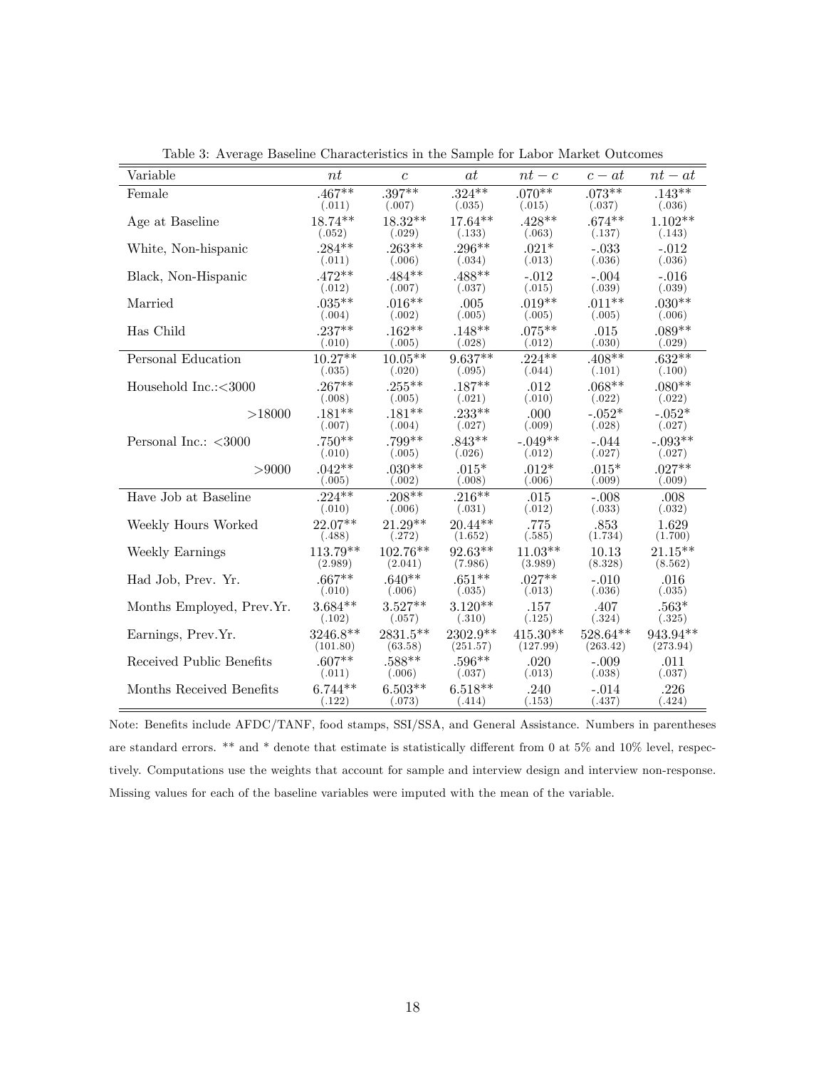Table 3: Average Baseline Characteristics in the Sample for Labor Market Outcomes

| Variable | $nt$ | $c$ | $at$ | $nt-c$ | $c-at$ | $nt-at$ |
|---|---|---|---|---|---|---|
| Female | .467** | .397** | .324** | .070** | .073** | .143** |
| | (.011) | (.007) | (.035) | (.015) | (.037) | (.036) |
| Age at Baseline | 18.74** | 18.32** | 17.64** | .428** | .674** | 1.102** |
| | (.052) | (.029) | (.133) | (.063) | (.137) | (.143) |
| White, Non-hispanic | .284** | .263** | .296** | .021* | -.033 | -.012 |
| | (.011) | (.006) | (.034) | (.013) | (.036) | (.036) |
| Black, Non-Hispanic | .472** | .484** | .488** | -.012 | -.004 | -.016 |
| | (.012) | (.007) | (.037) | (.015) | (.039) | (.039) |
| Married | .035** | .016** | .005 | .019** | .011** | .030** |
| | (.004) | (.002) | (.005) | (.005) | (.005) | (.006) |
| Has Child | .237** | .162** | .148** | .075** | .015 | .089** |
| | (.010) | (.005) | (.028) | (.012) | (.030) | (.029) |
| Personal Education | 10.27** | 10.05** | 9.637** | .224** | .408** | .632** |
| | (.035) | (.020) | (.095) | (.044) | (.101) | (.100) |
| Household Inc.:<3000 | .267** | .255** | .187** | .012 | .068** | .080** |
| | (.008) | (.005) | (.021) | (.010) | (.022) | (.022) |
| >18000 | .181** | .181** | .233** | .000 | -.052* | -.052* |
| | (.007) | (.004) | (.027) | (.009) | (.028) | (.027) |
| Personal Inc.: <3000 | .750** | .799** | .843** | -.049** | -.044 | -.093** |
| | (.010) | (.005) | (.026) | (.012) | (.027) | (.027) |
| >9000 | .042** | .030** | .015* | .012* | .015* | .027** |
| | (.005) | (.002) | (.008) | (.006) | (.009) | (.009) |
| Have Job at Baseline | .224** | .208** | .216** | .015 | -.008 | .008 |
| | (.010) | (.006) | (.031) | (.012) | (.033) | (.032) |
| Weekly Hours Worked | 22.07** | 21.29** | 20.44** | .775 | .853 | 1.629 |
| | (.488) | (.272) | (1.652) | (.585) | (1.734) | (1.700) |
| Weekly Earnings | 113.79** | 102.76** | 92.63** | 11.03** | 10.13 | 21.15** |
| | (2.989) | (2.041) | (7.986) | (3.989) | (8.328) | (8.562) |
| Had Job, Prev. Yr. | .667** | .640** | .651** | .027** | -.010 | .016 |
| | (.010) | (.006) | (.035) | (.013) | (.036) | (.035) |
| Months Employed, Prev.Yr. | 3.684** | 3.527** | 3.120** | .157 | .407 | .563* |
| | (.102) | (.057) | (.310) | (.125) | (.324) | (.325) |
| Earnings, Prev.Yr. | 3246.8** | 2831.5** | 2302.9** | 415.30** | 528.64** | 943.94** |
| | (101.80) | (63.58) | (251.57) | (127.99) | (263.42) | (273.94) |
| Received Public Benefits | .607** | .588** | .596** | .020 | -.009 | .011 |
| | (.011) | (.006) | (.037) | (.013) | (.038) | (.037) |
| Months Received Benefits | 6.744** | 6.503** | 6.518** | .240 | -.014 | .226 |
| | (.122) | (.073) | (.414) | (.153) | (.437) | (.424) |

Note: Benefits include AFDC/TANF, food stamps, SSI/SSA, and General Assistance. Numbers in parentheses are standard errors. ** and * denote that estimate is statistically different from 0 at 5% and 10% level, respectively. Computations use the weights that account for sample and interview design and interview non-response. Missing values for each of the baseline variables were imputed with the mean of the variable.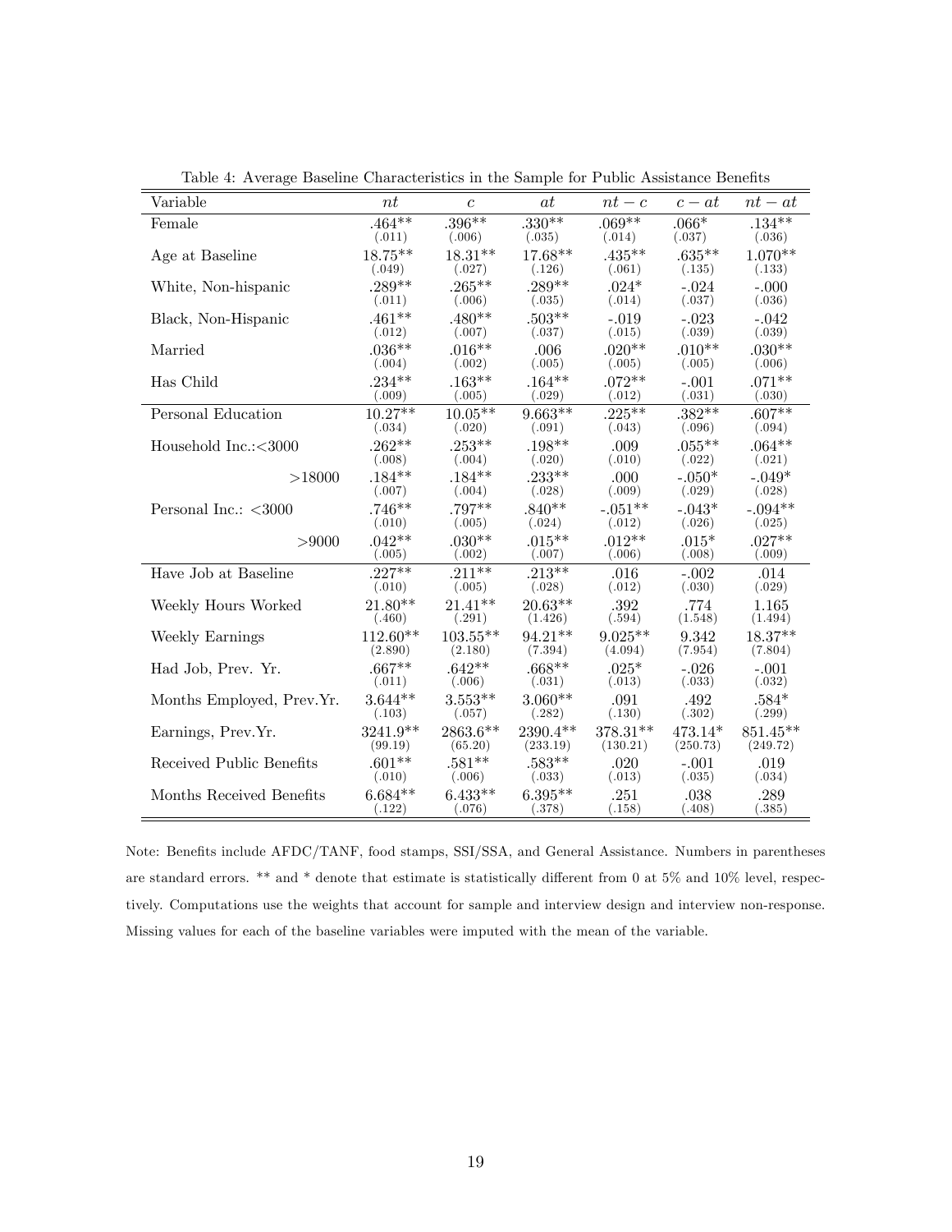Table 4: Average Baseline Characteristics in the Sample for Public Assistance Benefits

| Variable | $nt$ | $c$ | $at$ | $nt-c$ | $c-at$ | $nt-at$ |
|---|---|---|---|---|---|---|
| Female | .464** (.011) | .396** (.006) | .330** (.035) | .069** (.014) | .066* (.037) | .134** (.036) |
| Age at Baseline | 18.75** (.049) | 18.31** (.027) | 17.68** (.126) | .435** (.061) | .635** (.135) | 1.070** (.133) |
| White, Non-hispanic | .289** (.011) | .265** (.006) | .289** (.035) | .024* (.014) | -.024 (.037) | -.000 (.036) |
| Black, Non-Hispanic | .461** (.012) | .480** (.007) | .503** (.037) | -.019 (.015) | -.023 (.039) | -.042 (.039) |
| Married | .036** (.004) | .016** (.002) | .006 (.005) | .020** (.005) | .010** (.005) | .030** (.006) |
| Has Child | .234** (.009) | .163** (.005) | .164** (.029) | .072** (.012) | -.001 (.031) | .071** (.030) |
| Personal Education | 10.27** (.034) | 10.05** (.020) | 9.663** (.091) | .225** (.043) | .382** (.096) | .607** (.094) |
| Household Inc.:<3000 | .262** (.008) | .253** (.004) | .198** (.020) | .009 (.010) | .055** (.022) | .064** (.021) |
| >18000 | .184** (.007) | .184** (.004) | .233** (.028) | .000 (.009) | -.050* (.029) | -.049* (.028) |
| Personal Inc.: <3000 | .746** (.010) | .797** (.005) | .840** (.024) | -.051** (.012) | -.043* (.026) | -.094** (.025) |
| >9000 | .042** (.005) | .030** (.002) | .015** (.007) | .012** (.006) | .015* (.008) | .027** (.009) |
| Have Job at Baseline | .227** (.010) | .211** (.005) | .213** (.028) | .016 (.012) | -.002 (.030) | .014 (.029) |
| Weekly Hours Worked | 21.80** (.460) | 21.41** (.291) | 20.63** (1.426) | .392 (.594) | .774 (1.548) | 1.165 (1.494) |
| Weekly Earnings | 112.60** (2.890) | 103.55** (2.180) | 94.21** (7.394) | 9.025** (4.094) | 9.342 (7.954) | 18.37** (7.804) |
| Had Job, Prev. Yr. | .667** (.011) | .642** (.006) | .668** (.031) | .025* (.013) | -.026 (.033) | -.001 (.032) |
| Months Employed, Prev.Yr. | 3.644** (.103) | 3.553** (.057) | 3.060** (.282) | .091 (.130) | .492 (.302) | .584* (.299) |
| Earnings, Prev.Yr. | 3241.9** (99.19) | 2863.6** (65.20) | 2390.4** (233.19) | 378.31** (130.21) | 473.14* (250.73) | 851.45** (249.72) |
| Received Public Benefits | .601** (.010) | .581** (.006) | .583** (.033) | .020 (.013) | -.001 (.035) | .019 (.034) |
| Months Received Benefits | 6.684** (.122) | 6.433** (.076) | 6.395** (.378) | .251 (.158) | .038 (.408) | .289 (.385) |

Note: Benefits include AFDC/TANF, food stamps, SSI/SSA, and General Assistance. Numbers in parentheses are standard errors. ** and * denote that estimate is statistically different from 0 at 5% and 10% level, respectively. Computations use the weights that account for sample and interview design and interview non-response. Missing values for each of the baseline variables were imputed with the mean of the variable.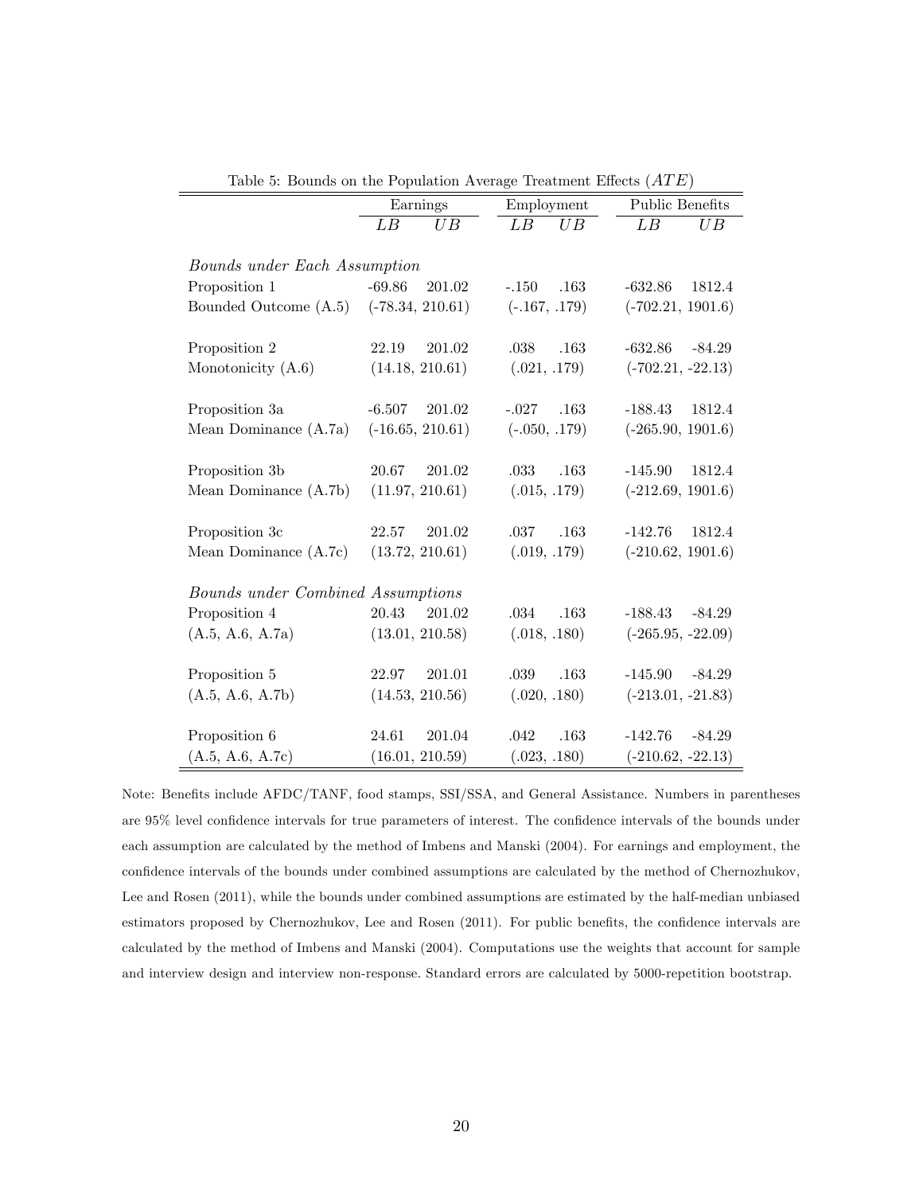Table 5: Bounds on the Population Average Treatment Effects ($ATE$)

| | Earnings | | Employment | | Public Benefits | |
|---|---|---|---|---|---|---|
| | $LB$ | $UB$ | $LB$ | $UB$ | $LB$ | $UB$ |
| *Bounds under Each Assumption* | | | | | | |
| Proposition 1 | -69.86 | 201.02 | -.150 | .163 | -632.86 | 1812.4 |
| Bounded Outcome (A.5) | (-78.34, 210.61) | | (-.167, .179) | | (-702.21, 1901.6) | |
| Proposition 2 | 22.19 | 201.02 | .038 | .163 | -632.86 | -84.29 |
| Monotonicity (A.6) | (14.18, 210.61) | | (.021, .179) | | (-702.21, -22.13) | |
| Proposition 3a | -6.507 | 201.02 | -.027 | .163 | -188.43 | 1812.4 |
| Mean Dominance (A.7a) | (-16.65, 210.61) | | (-.050, .179) | | (-265.90, 1901.6) | |
| Proposition 3b | 20.67 | 201.02 | .033 | .163 | -145.90 | 1812.4 |
| Mean Dominance (A.7b) | (11.97, 210.61) | | (.015, .179) | | (-212.69, 1901.6) | |
| Proposition 3c | 22.57 | 201.02 | .037 | .163 | -142.76 | 1812.4 |
| Mean Dominance (A.7c) | (13.72, 210.61) | | (.019, .179) | | (-210.62, 1901.6) | |
| *Bounds under Combined Assumptions* | | | | | | |
| Proposition 4 | 20.43 | 201.02 | .034 | .163 | -188.43 | -84.29 |
| (A.5, A.6, A.7a) | (13.01, 210.58) | | (.018, .180) | | (-265.95, -22.09) | |
| Proposition 5 | 22.97 | 201.01 | .039 | .163 | -145.90 | -84.29 |
| (A.5, A.6, A.7b) | (14.53, 210.56) | | (.020, .180) | | (-213.01, -21.83) | |
| Proposition 6 | 24.61 | 201.04 | .042 | .163 | -142.76 | -84.29 |
| (A.5, A.6, A.7c) | (16.01, 210.59) | | (.023, .180) | | (-210.62, -22.13) | |

Note: Benefits include AFDC/TANF, food stamps, SSI/SSA, and General Assistance. Numbers in parentheses are 95% level confidence intervals for true parameters of interest. The confidence intervals of the bounds under each assumption are calculated by the method of Imbens and Manski (2004). For earnings and employment, the confidence intervals of the bounds under combined assumptions are calculated by the method of Chernozhukov, Lee and Rosen (2011), while the bounds under combined assumptions are estimated by the half-median unbiased estimators proposed by Chernozhukov, Lee and Rosen (2011). For public benefits, the confidence intervals are calculated by the method of Imbens and Manski (2004). Computations use the weights that account for sample and interview design and interview non-response. Standard errors are calculated by 5000-repetition bootstrap.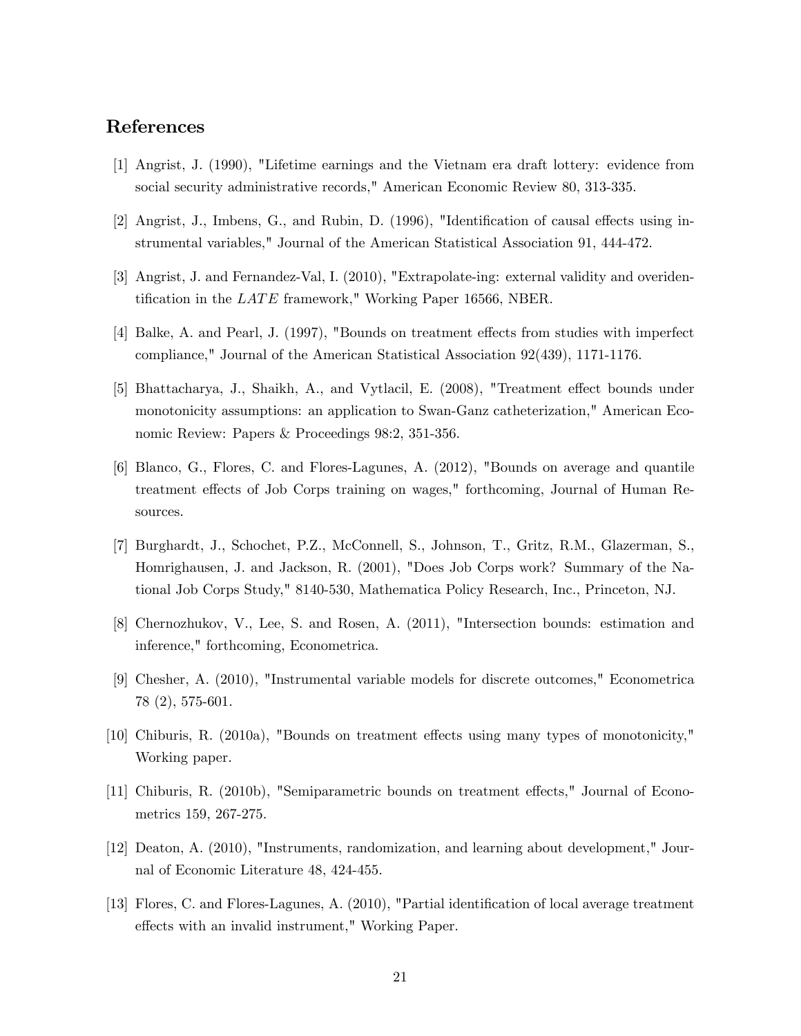## References

[1] Angrist, J. (1990), "Lifetime earnings and the Vietnam era draft lottery: evidence from social security administrative records," American Economic Review 80, 313-335.

[2] Angrist, J., Imbens, G., and Rubin, D. (1996), "Identification of causal effects using instrumental variables," Journal of the American Statistical Association 91, 444-472.

[3] Angrist, J. and Fernandez-Val, I. (2010), "Extrapolate-ing: external validity and overidentification in the $LATE$ framework," Working Paper 16566, NBER.

[4] Balke, A. and Pearl, J. (1997), "Bounds on treatment effects from studies with imperfect compliance," Journal of the American Statistical Association 92(439), 1171-1176.

[5] Bhattacharya, J., Shaikh, A., and Vytlacil, E. (2008), "Treatment effect bounds under monotonicity assumptions: an application to Swan-Ganz catheterization," American Economic Review: Papers & Proceedings 98:2, 351-356.

[6] Blanco, G., Flores, C. and Flores-Lagunes, A. (2012), "Bounds on average and quantile treatment effects of Job Corps training on wages," forthcoming, Journal of Human Resources.

[7] Burghardt, J., Schochet, P.Z., McConnell, S., Johnson, T., Gritz, R.M., Glazerman, S., Homrighausen, J. and Jackson, R. (2001), "Does Job Corps work? Summary of the National Job Corps Study," 8140-530, Mathematica Policy Research, Inc., Princeton, NJ.

[8] Chernozhukov, V., Lee, S. and Rosen, A. (2011), "Intersection bounds: estimation and inference," forthcoming, Econometrica.

[9] Chesher, A. (2010), "Instrumental variable models for discrete outcomes," Econometrica 78 (2), 575-601.

[10] Chiburis, R. (2010a), "Bounds on treatment effects using many types of monotonicity," Working paper.

[11] Chiburis, R. (2010b), "Semiparametric bounds on treatment effects," Journal of Econometrics 159, 267-275.

[12] Deaton, A. (2010), "Instruments, randomization, and learning about development," Journal of Economic Literature 48, 424-455.

[13] Flores, C. and Flores-Lagunes, A. (2010), "Partial identification of local average treatment effects with an invalid instrument," Working Paper.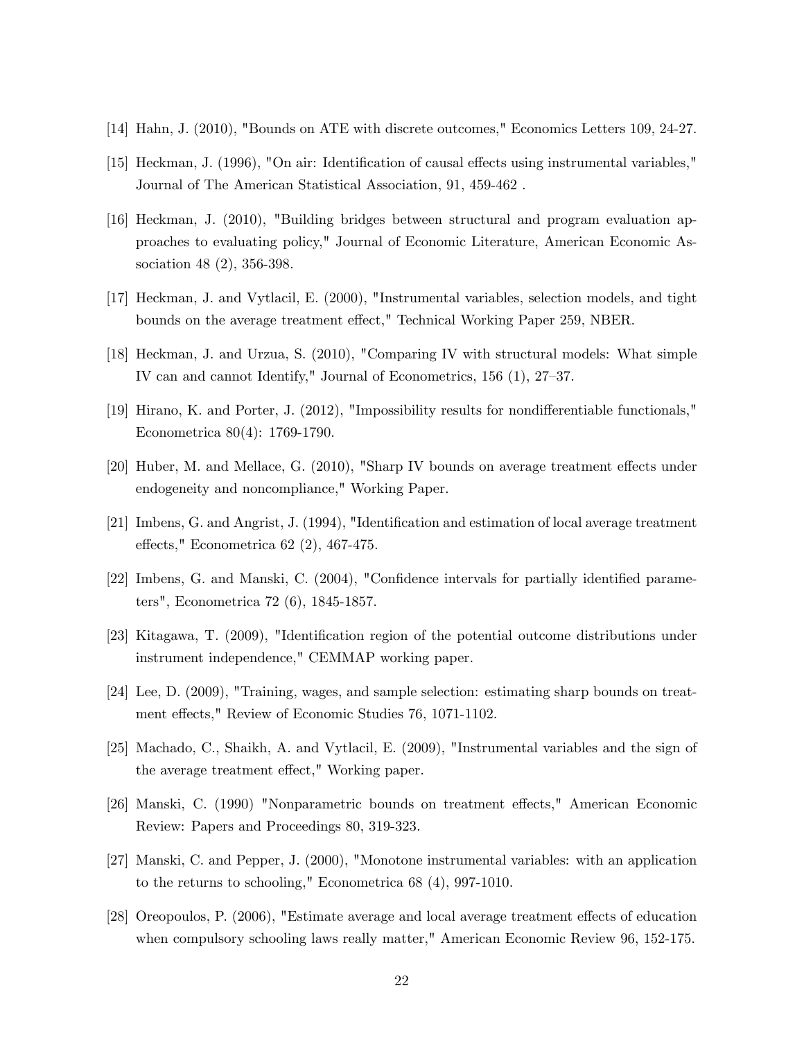[14] Hahn, J. (2010), "Bounds on ATE with discrete outcomes," Economics Letters 109, 24-27.

[15] Heckman, J. (1996), "On air: Identification of causal effects using instrumental variables," Journal of The American Statistical Association, 91, 459-462 .

[16] Heckman, J. (2010), "Building bridges between structural and program evaluation approaches to evaluating policy," Journal of Economic Literature, American Economic Association 48 (2), 356-398.

[17] Heckman, J. and Vytlacil, E. (2000), "Instrumental variables, selection models, and tight bounds on the average treatment effect," Technical Working Paper 259, NBER.

[18] Heckman, J. and Urzua, S. (2010), "Comparing IV with structural models: What simple IV can and cannot Identify," Journal of Econometrics, 156 (1), 27–37.

[19] Hirano, K. and Porter, J. (2012), "Impossibility results for nondifferentiable functionals," Econometrica 80(4): 1769-1790.

[20] Huber, M. and Mellace, G. (2010), "Sharp IV bounds on average treatment effects under endogeneity and noncompliance," Working Paper.

[21] Imbens, G. and Angrist, J. (1994), "Identification and estimation of local average treatment effects," Econometrica 62 (2), 467-475.

[22] Imbens, G. and Manski, C. (2004), "Confidence intervals for partially identified parameters", Econometrica 72 (6), 1845-1857.

[23] Kitagawa, T. (2009), "Identification region of the potential outcome distributions under instrument independence," CEMMAP working paper.

[24] Lee, D. (2009), "Training, wages, and sample selection: estimating sharp bounds on treatment effects," Review of Economic Studies 76, 1071-1102.

[25] Machado, C., Shaikh, A. and Vytlacil, E. (2009), "Instrumental variables and the sign of the average treatment effect," Working paper.

[26] Manski, C. (1990) "Nonparametric bounds on treatment effects," American Economic Review: Papers and Proceedings 80, 319-323.

[27] Manski, C. and Pepper, J. (2000), "Monotone instrumental variables: with an application to the returns to schooling," Econometrica 68 (4), 997-1010.

[28] Oreopoulos, P. (2006), "Estimate average and local average treatment effects of education when compulsory schooling laws really matter," American Economic Review 96, 152-175.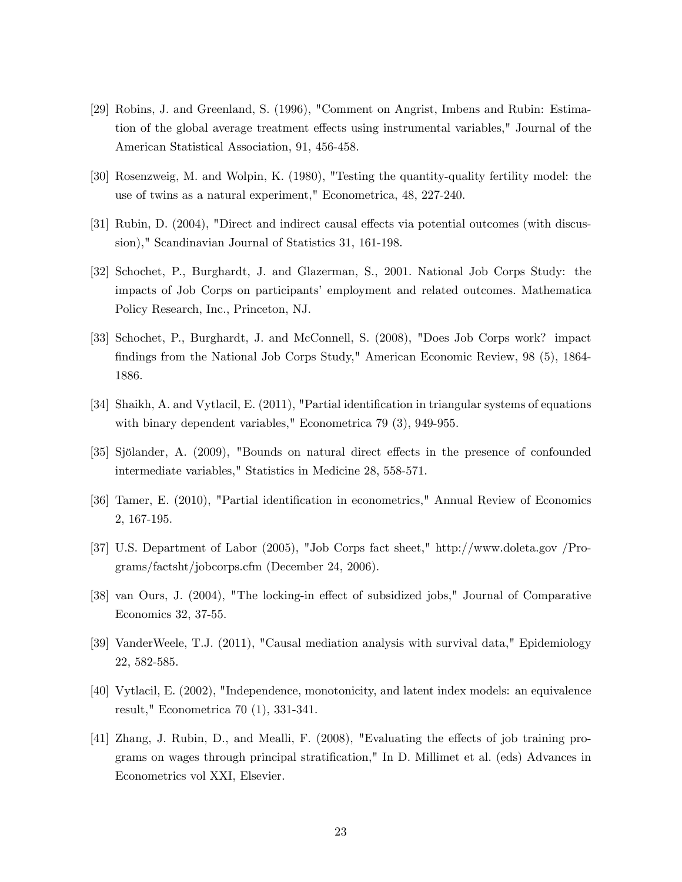[29] Robins, J. and Greenland, S. (1996), "Comment on Angrist, Imbens and Rubin: Estimation of the global average treatment effects using instrumental variables," Journal of the American Statistical Association, 91, 456-458.

[30] Rosenzweig, M. and Wolpin, K. (1980), "Testing the quantity-quality fertility model: the use of twins as a natural experiment," Econometrica, 48, 227-240.

[31] Rubin, D. (2004), "Direct and indirect causal effects via potential outcomes (with discussion)," Scandinavian Journal of Statistics 31, 161-198.

[32] Schochet, P., Burghardt, J. and Glazerman, S., 2001. National Job Corps Study: the impacts of Job Corps on participants' employment and related outcomes. Mathematica Policy Research, Inc., Princeton, NJ.

[33] Schochet, P., Burghardt, J. and McConnell, S. (2008), "Does Job Corps work? impact findings from the National Job Corps Study," American Economic Review, 98 (5), 1864-1886.

[34] Shaikh, A. and Vytlacil, E. (2011), "Partial identification in triangular systems of equations with binary dependent variables," Econometrica 79 (3), 949-955.

[35] Sjölander, A. (2009), "Bounds on natural direct effects in the presence of confounded intermediate variables," Statistics in Medicine 28, 558-571.

[36] Tamer, E. (2010), "Partial identification in econometrics," Annual Review of Economics 2, 167-195.

[37] U.S. Department of Labor (2005), "Job Corps fact sheet," http://www.doleta.gov /Programs/factsht/jobcorps.cfm (December 24, 2006).

[38] van Ours, J. (2004), "The locking-in effect of subsidized jobs," Journal of Comparative Economics 32, 37-55.

[39] VanderWeele, T.J. (2011), "Causal mediation analysis with survival data," Epidemiology 22, 582-585.

[40] Vytlacil, E. (2002), "Independence, monotonicity, and latent index models: an equivalence result," Econometrica 70 (1), 331-341.

[41] Zhang, J. Rubin, D., and Mealli, F. (2008), "Evaluating the effects of job training programs on wages through principal stratification," In D. Millimet et al. (eds) Advances in Econometrics vol XXI, Elsevier.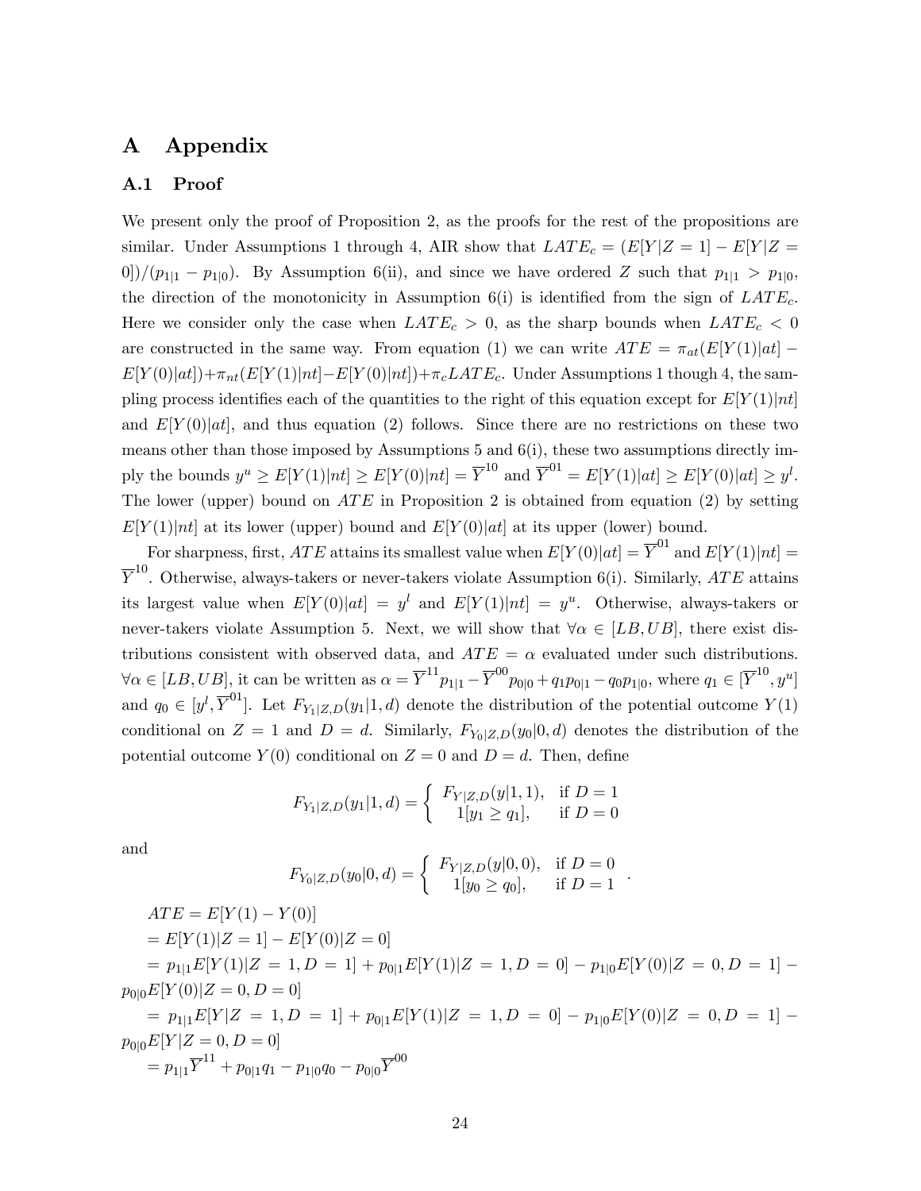# A Appendix

## A.1 Proof

We present only the proof of Proposition 2, as the proofs for the rest of the propositions are similar. Under Assumptions 1 through 4, AIR show that $LATE_c = (E[Y|Z=1] - E[Y|Z=0])/(p_{1|1} - p_{1|0})$. By Assumption 6(ii), and since we have ordered $Z$ such that $p_{1|1} > p_{1|0}$, the direction of the monotonicity in Assumption 6(i) is identified from the sign of $LATE_c$. Here we consider only the case when $LATE_c > 0$, as the sharp bounds when $LATE_c < 0$ are constructed in the same way. From equation (1) we can write $ATE = \pi_{at}(E[Y(1)|at] - E[Y(0)|at]) + \pi_{nt}(E[Y(1)|nt] - E[Y(0)|nt]) + \pi_c LATE_c$. Under Assumptions 1 though 4, the sampling process identifies each of the quantities to the right of this equation except for $E[Y(1)|nt]$ and $E[Y(0)|at]$, and thus equation (2) follows. Since there are no restrictions on these two means other than those imposed by Assumptions 5 and 6(i), these two assumptions directly imply the bounds $y^u \geq E[Y(1)|nt] \geq E[Y(0)|nt] = \overline{Y}^{10}$ and $\overline{Y}^{01} = E[Y(1)|at] \geq E[Y(0)|at] \geq y^l$. The lower (upper) bound on $ATE$ in Proposition 2 is obtained from equation (2) by setting $E[Y(1)|nt]$ at its lower (upper) bound and $E[Y(0)|at]$ at its upper (lower) bound.

For sharpness, first, $ATE$ attains its smallest value when $E[Y(0)|at] = \overline{Y}^{01}$ and $E[Y(1)|nt] = \overline{Y}^{10}$. Otherwise, always-takers or never-takers violate Assumption 6(i). Similarly, $ATE$ attains its largest value when $E[Y(0)|at] = y^l$ and $E[Y(1)|nt] = y^u$. Otherwise, always-takers or never-takers violate Assumption 5. Next, we will show that $\forall \alpha \in [LB, UB]$, there exist distributions consistent with observed data, and $ATE = \alpha$ evaluated under such distributions. $\forall \alpha \in [LB, UB]$, it can be written as $\alpha = \overline{Y}^{11} p_{1|1} - \overline{Y}^{00} p_{0|0} + q_1 p_{0|1} - q_0 p_{1|0}$, where $q_1 \in [\overline{Y}^{10}, y^u]$ and $q_0 \in [y^l, \overline{Y}^{01}]$. Let $F_{Y_1|Z,D}(y_1|1,d)$ denote the distribution of the potential outcome $Y(1)$ conditional on $Z=1$ and $D=d$. Similarly, $F_{Y_0|Z,D}(y_0|0,d)$ denotes the distribution of the potential outcome $Y(0)$ conditional on $Z=0$ and $D=d$. Then, define

$$F_{Y_1|Z,D}(y_1|1,d) = \begin{cases} F_{Y|Z,D}(y|1,1), & \text{if } D=1 \\ 1[y_1 \geq q_1], & \text{if } D=0 \end{cases}$$

and

$$F_{Y_0|Z,D}(y_0|0,d) = \begin{cases} F_{Y|Z,D}(y|0,0), & \text{if } D=0 \\ 1[y_0 \geq q_0], & \text{if } D=1 \end{cases}.$$

$ATE = E[Y(1) - Y(0)]$

$= E[Y(1)|Z=1] - E[Y(0)|Z=0]$

$= p_{1|1}E[Y(1)|Z=1, D=1] + p_{0|1}E[Y(1)|Z=1, D=0] - p_{1|0}E[Y(0)|Z=0, D=1] - p_{0|0}E[Y(0)|Z=0, D=0]$

$= p_{1|1}E[Y|Z=1, D=1] + p_{0|1}E[Y(1)|Z=1, D=0] - p_{1|0}E[Y(0)|Z=0, D=1] - p_{0|0}E[Y|Z=0, D=0]$

$= p_{1|1}\overline{Y}^{11} + p_{0|1}q_1 - p_{1|0}q_0 - p_{0|0}\overline{Y}^{00}$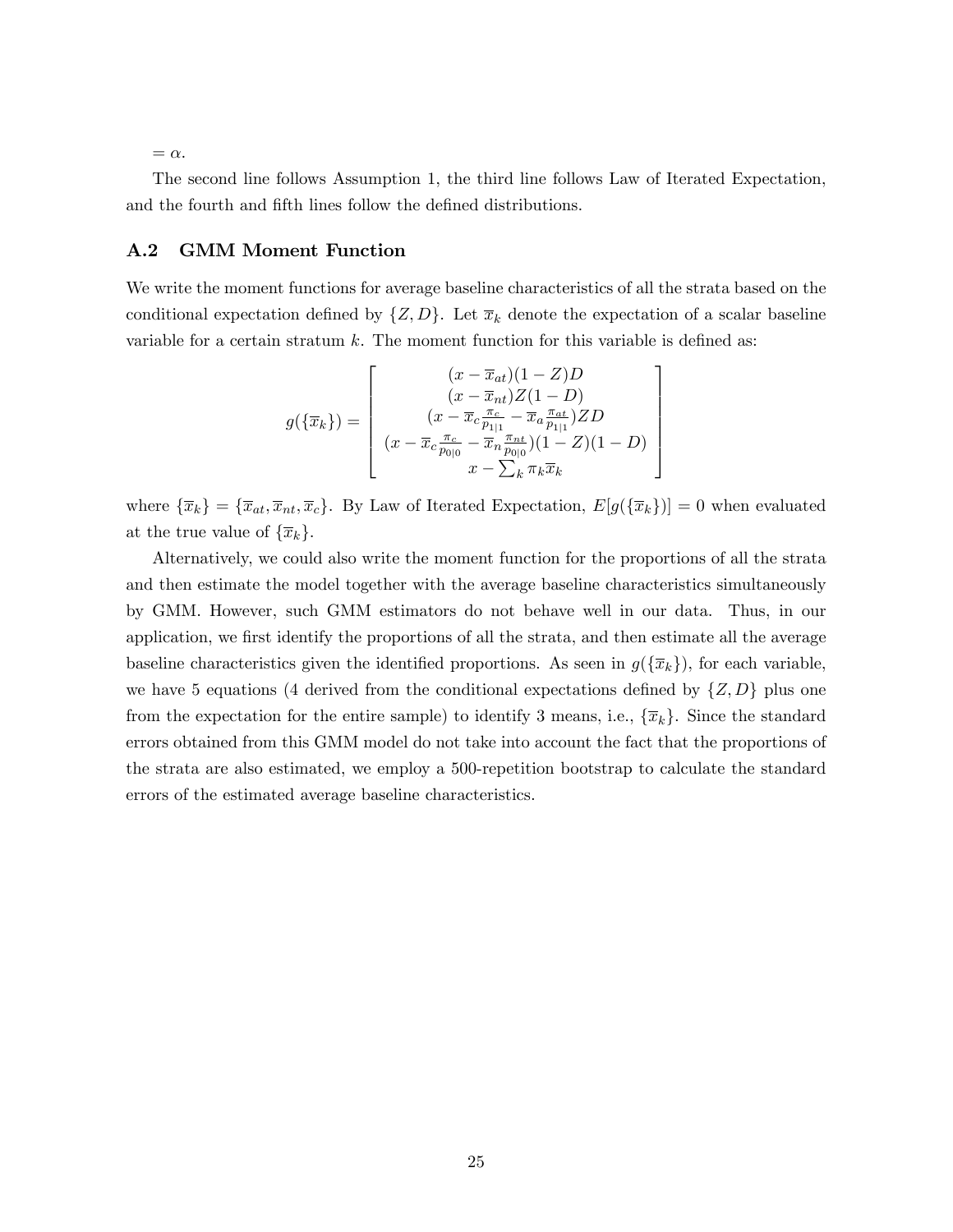$= \alpha.$

The second line follows Assumption 1, the third line follows Law of Iterated Expectation, and the fourth and fifth lines follow the defined distributions.

### A.2 GMM Moment Function

We write the moment functions for average baseline characteristics of all the strata based on the conditional expectation defined by $\{Z, D\}$. Let $\overline{x}_k$ denote the expectation of a scalar baseline variable for a certain stratum $k$. The moment function for this variable is defined as:

$$
g(\{\overline{x}_k\}) = \begin{bmatrix} (x - \overline{x}_{at})(1-Z)D \\ (x - \overline{x}_{nt})Z(1-D) \\ (x - \overline{x}_c \frac{\pi_c}{p_{1|1}} - \overline{x}_a \frac{\pi_{at}}{p_{1|1}})ZD \\ (x - \overline{x}_c \frac{\pi_c}{p_{0|0}} - \overline{x}_n \frac{\pi_{nt}}{p_{0|0}})(1-Z)(1-D) \\ x - \sum_k \pi_k \overline{x}_k \end{bmatrix}
$$

where $\{\overline{x}_k\} = \{\overline{x}_{at}, \overline{x}_{nt}, \overline{x}_c\}$. By Law of Iterated Expectation, $E[g(\{\overline{x}_k\})] = 0$ when evaluated at the true value of $\{\overline{x}_k\}$.

Alternatively, we could also write the moment function for the proportions of all the strata and then estimate the model together with the average baseline characteristics simultaneously by GMM. However, such GMM estimators do not behave well in our data. Thus, in our application, we first identify the proportions of all the strata, and then estimate all the average baseline characteristics given the identified proportions. As seen in $g(\{\overline{x}_k\})$, for each variable, we have 5 equations (4 derived from the conditional expectations defined by $\{Z, D\}$ plus one from the expectation for the entire sample) to identify 3 means, i.e., $\{\overline{x}_k\}$. Since the standard errors obtained from this GMM model do not take into account the fact that the proportions of the strata are also estimated, we employ a 500-repetition bootstrap to calculate the standard errors of the estimated average baseline characteristics.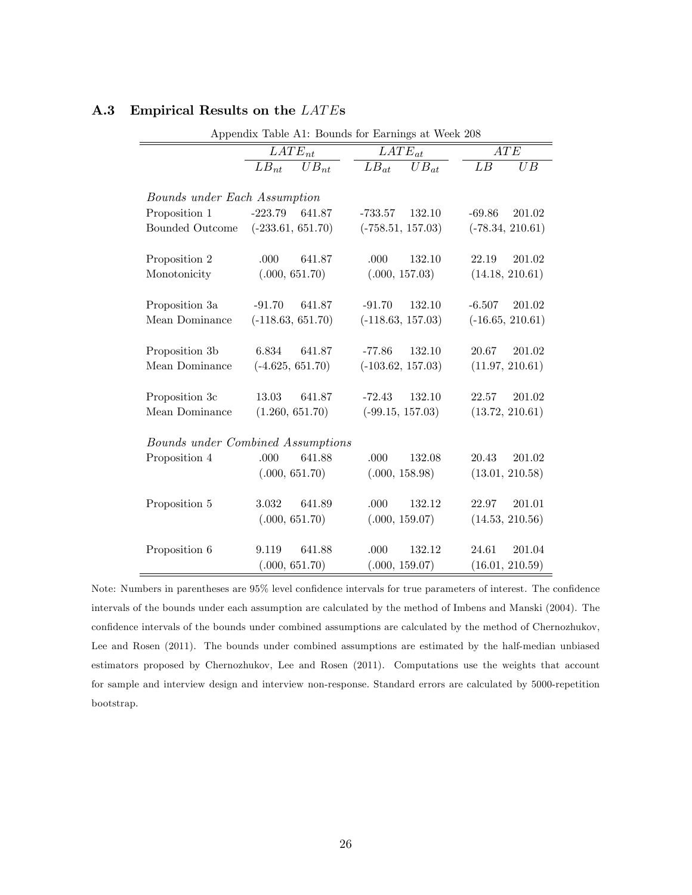### A.3 Empirical Results on the $LATE$s

Appendix Table A1: Bounds for Earnings at Week 208

| | $LATE_{nt}$ | | $LATE_{at}$ | | $ATE$ | |
|---|---|---|---|---|---|---|
| | $LB_{nt}$ | $UB_{nt}$ | $LB_{at}$ | $UB_{at}$ | $LB$ | $UB$ |
| *Bounds under Each Assumption* | | | | | | |
| Proposition 1 | -223.79 | 641.87 | -733.57 | 132.10 | -69.86 | 201.02 |
| Bounded Outcome | (-233.61, 651.70) | | (-758.51, 157.03) | | (-78.34, 210.61) | |
| Proposition 2 | .000 | 641.87 | .000 | 132.10 | 22.19 | 201.02 |
| Monotonicity | (.000, 651.70) | | (.000, 157.03) | | (14.18, 210.61) | |
| Proposition 3a | -91.70 | 641.87 | -91.70 | 132.10 | -6.507 | 201.02 |
| Mean Dominance | (-118.63, 651.70) | | (-118.63, 157.03) | | (-16.65, 210.61) | |
| Proposition 3b | 6.834 | 641.87 | -77.86 | 132.10 | 20.67 | 201.02 |
| Mean Dominance | (-4.625, 651.70) | | (-103.62, 157.03) | | (11.97, 210.61) | |
| Proposition 3c | 13.03 | 641.87 | -72.43 | 132.10 | 22.57 | 201.02 |
| Mean Dominance | (1.260, 651.70) | | (-99.15, 157.03) | | (13.72, 210.61) | |
| *Bounds under Combined Assumptions* | | | | | | |
| Proposition 4 | .000 | 641.88 | .000 | 132.08 | 20.43 | 201.02 |
| | (.000, 651.70) | | (.000, 158.98) | | (13.01, 210.58) | |
| Proposition 5 | 3.032 | 641.89 | .000 | 132.12 | 22.97 | 201.01 |
| | (.000, 651.70) | | (.000, 159.07) | | (14.53, 210.56) | |
| Proposition 6 | 9.119 | 641.88 | .000 | 132.12 | 24.61 | 201.04 |
| | (.000, 651.70) | | (.000, 159.07) | | (16.01, 210.59) | |

Note: Numbers in parentheses are 95% level confidence intervals for true parameters of interest. The confidence intervals of the bounds under each assumption are calculated by the method of Imbens and Manski (2004). The confidence intervals of the bounds under combined assumptions are calculated by the method of Chernozhukov, Lee and Rosen (2011). The bounds under combined assumptions are estimated by the half-median unbiased estimators proposed by Chernozhukov, Lee and Rosen (2011). Computations use the weights that account for sample and interview design and interview non-response. Standard errors are calculated by 5000-repetition bootstrap.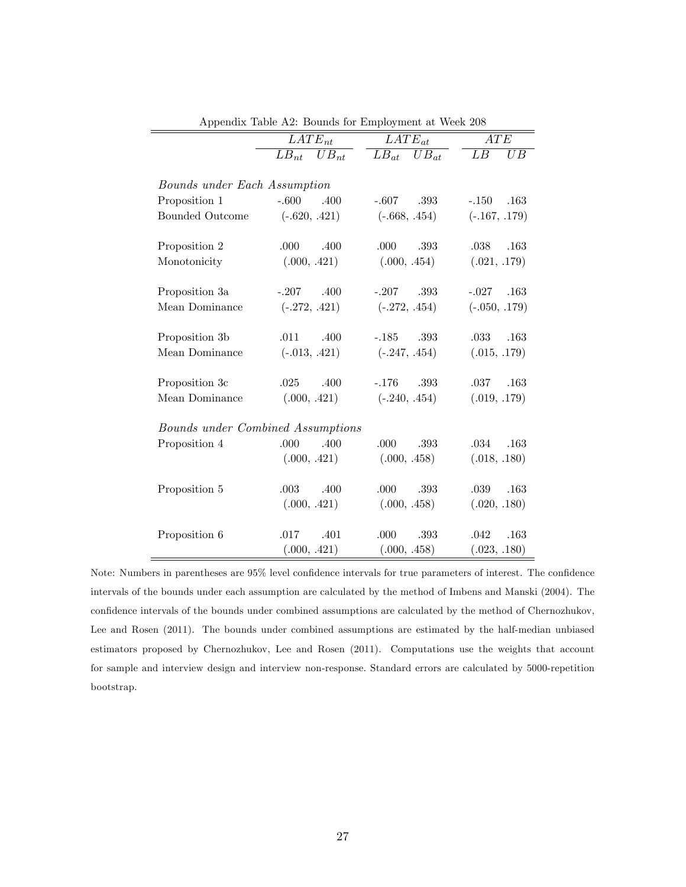Appendix Table A2: Bounds for Employment at Week 208

| | $LATE_{nt}$ | | $LATE_{at}$ | | $ATE$ | |
|---|---|---|---|---|---|---|
| | $LB_{nt}$ | $UB_{nt}$ | $LB_{at}$ | $UB_{at}$ | $LB$ | $UB$ |
| *Bounds under Each Assumption* | | | | | | |
| Proposition 1 | -.600 | .400 | -.607 | .393 | -.150 | .163 |
| Bounded Outcome | (-.620, .421) | | (-.668, .454) | | (-.167, .179) | |
| Proposition 2 | .000 | .400 | .000 | .393 | .038 | .163 |
| Monotonicity | (.000, .421) | | (.000, .454) | | (.021, .179) | |
| Proposition 3a | -.207 | .400 | -.207 | .393 | -.027 | .163 |
| Mean Dominance | (-.272, .421) | | (-.272, .454) | | (-.050, .179) | |
| Proposition 3b | .011 | .400 | -.185 | .393 | .033 | .163 |
| Mean Dominance | (-.013, .421) | | (-.247, .454) | | (.015, .179) | |
| Proposition 3c | .025 | .400 | -.176 | .393 | .037 | .163 |
| Mean Dominance | (.000, .421) | | (-.240, .454) | | (.019, .179) | |
| *Bounds under Combined Assumptions* | | | | | | |
| Proposition 4 | .000 | .400 | .000 | .393 | .034 | .163 |
| | (.000, .421) | | (.000, .458) | | (.018, .180) | |
| Proposition 5 | .003 | .400 | .000 | .393 | .039 | .163 |
| | (.000, .421) | | (.000, .458) | | (.020, .180) | |
| Proposition 6 | .017 | .401 | .000 | .393 | .042 | .163 |
| | (.000, .421) | | (.000, .458) | | (.023, .180) | |

Note: Numbers in parentheses are 95% level confidence intervals for true parameters of interest. The confidence intervals of the bounds under each assumption are calculated by the method of Imbens and Manski (2004). The confidence intervals of the bounds under combined assumptions are calculated by the method of Chernozhukov, Lee and Rosen (2011). The bounds under combined assumptions are estimated by the half-median unbiased estimators proposed by Chernozhukov, Lee and Rosen (2011). Computations use the weights that account for sample and interview design and interview non-response. Standard errors are calculated by 5000-repetition bootstrap.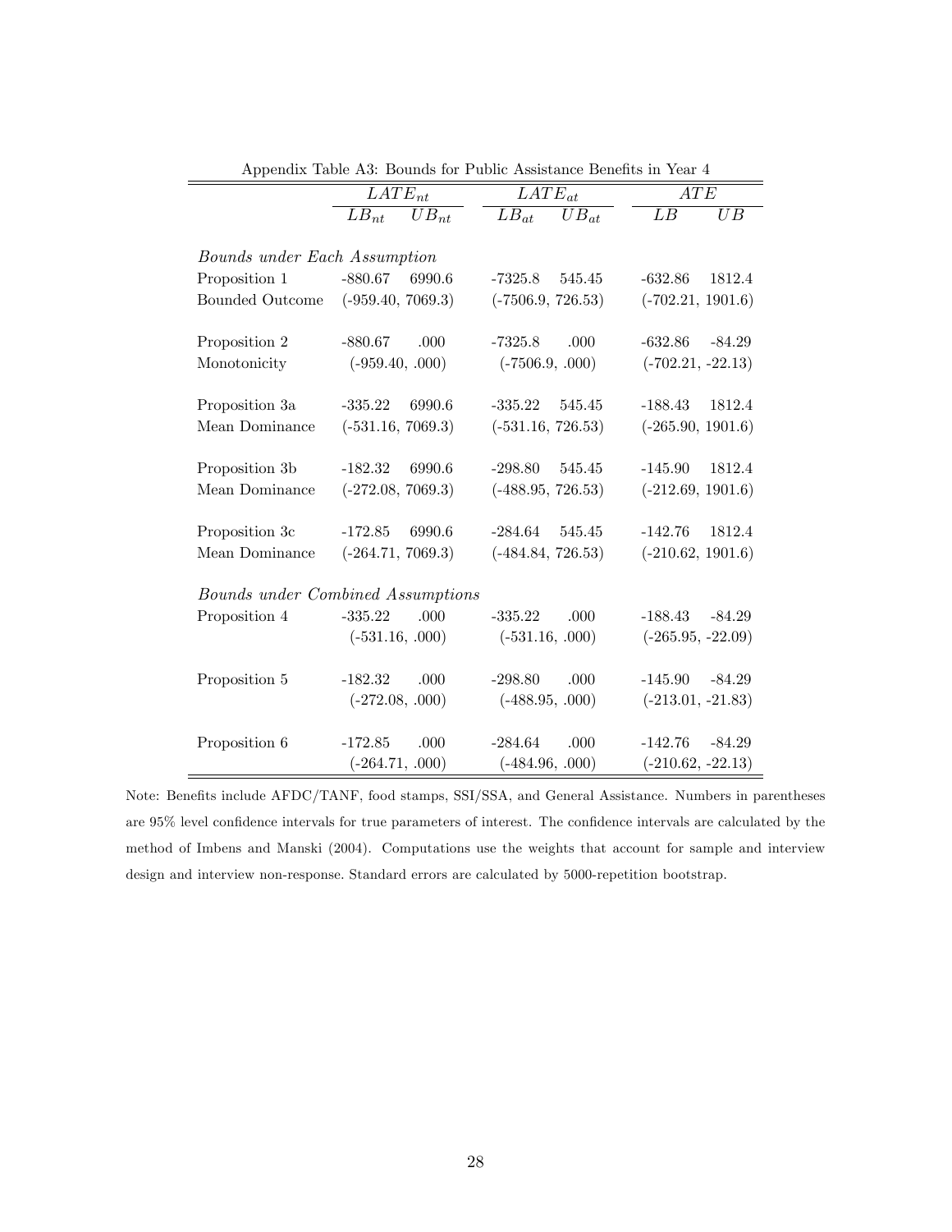Appendix Table A3: Bounds for Public Assistance Benefits in Year 4

| | $LATE_{nt}$ | | $LATE_{at}$ | | $ATE$ | |
|---|---|---|---|---|---|---|
| | $LB_{nt}$ | $UB_{nt}$ | $LB_{at}$ | $UB_{at}$ | $LB$ | $UB$ |
| *Bounds under Each Assumption* | | | | | | |
| Proposition 1 | -880.67 | 6990.6 | -7325.8 | 545.45 | -632.86 | 1812.4 |
| Bounded Outcome | (-959.40, 7069.3) | | (-7506.9, 726.53) | | (-702.21, 1901.6) | |
| Proposition 2 | -880.67 | .000 | -7325.8 | .000 | -632.86 | -84.29 |
| Monotonicity | (-959.40, .000) | | (-7506.9, .000) | | (-702.21, -22.13) | |
| Proposition 3a | -335.22 | 6990.6 | -335.22 | 545.45 | -188.43 | 1812.4 |
| Mean Dominance | (-531.16, 7069.3) | | (-531.16, 726.53) | | (-265.90, 1901.6) | |
| Proposition 3b | -182.32 | 6990.6 | -298.80 | 545.45 | -145.90 | 1812.4 |
| Mean Dominance | (-272.08, 7069.3) | | (-488.95, 726.53) | | (-212.69, 1901.6) | |
| Proposition 3c | -172.85 | 6990.6 | -284.64 | 545.45 | -142.76 | 1812.4 |
| Mean Dominance | (-264.71, 7069.3) | | (-484.84, 726.53) | | (-210.62, 1901.6) | |
| *Bounds under Combined Assumptions* | | | | | | |
| Proposition 4 | -335.22 | .000 | -335.22 | .000 | -188.43 | -84.29 |
| | (-531.16, .000) | | (-531.16, .000) | | (-265.95, -22.09) | |
| Proposition 5 | -182.32 | .000 | -298.80 | .000 | -145.90 | -84.29 |
| | (-272.08, .000) | | (-488.95, .000) | | (-213.01, -21.83) | |
| Proposition 6 | -172.85 | .000 | -284.64 | .000 | -142.76 | -84.29 |
| | (-264.71, .000) | | (-484.96, .000) | | (-210.62, -22.13) | |

Note: Benefits include AFDC/TANF, food stamps, SSI/SSA, and General Assistance. Numbers in parentheses are 95% level confidence intervals for true parameters of interest. The confidence intervals are calculated by the method of Imbens and Manski (2004). Computations use the weights that account for sample and interview design and interview non-response. Standard errors are calculated by 5000-repetition bootstrap.